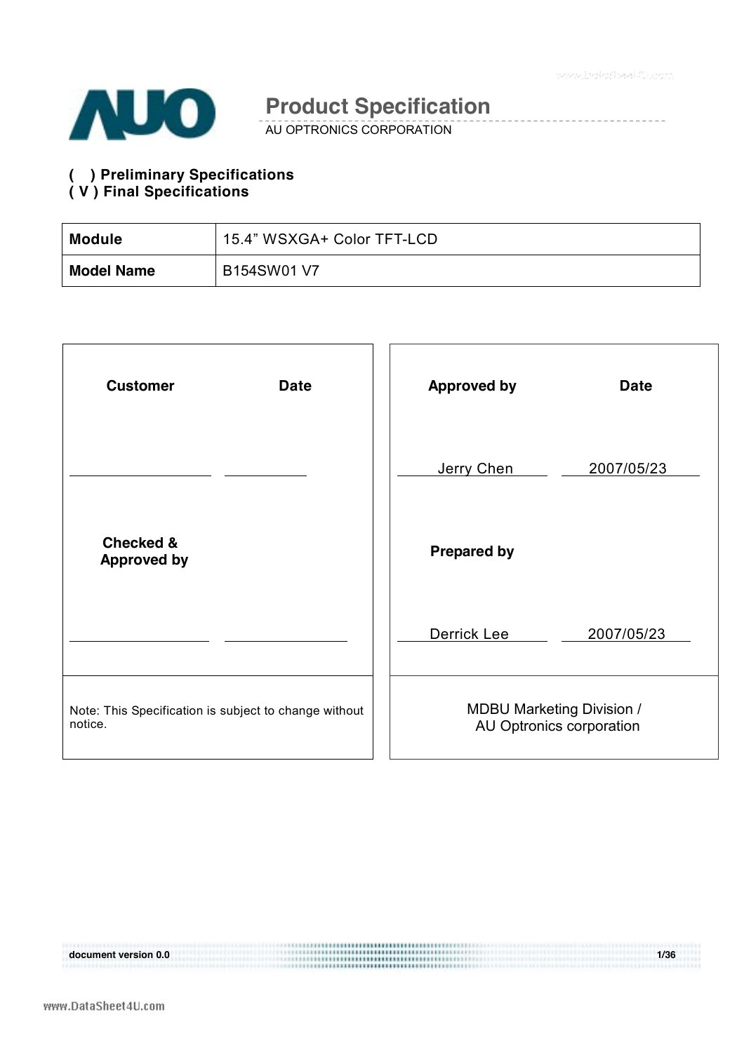# Product Specification

AU OPTRONICS CORPORATION

**( ) Preliminary Specifications**
**( V ) Final Specifications**

| **Module** | 15.4” WSXGA+ Color TFT-LCD |
|---|---|
| **Model Name** | B154SW01 V7 |

| **Customer** | **Date** | **Approved by** | **Date** |
|---|---|---|---|
| | | Jerry Chen | 2007/05/23 |
| **Checked & Approved by** | | **Prepared by** | |
| | | Derrick Lee | 2007/05/23 |
| Note: This Specification is subject to change without notice. | | MDBU Marketing Division / AU Optronics corporation | |

document version 0.0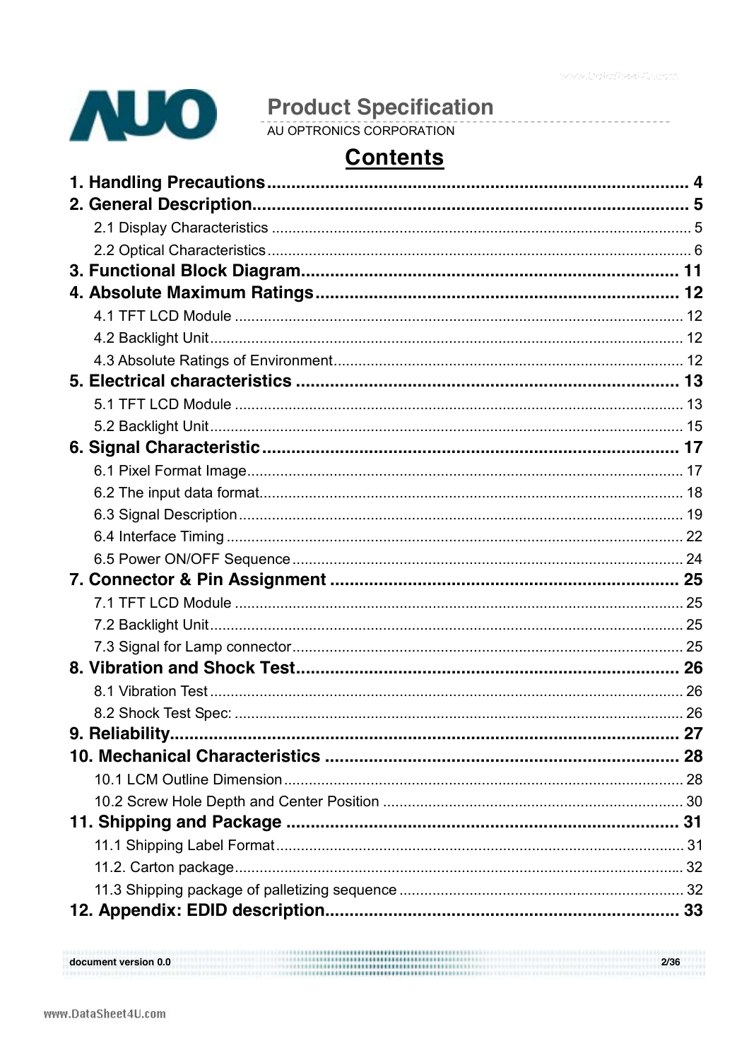## Contents

**1. Handling Precautions** ........................................................................ **4**

**2. General Description** ........................................................................ **5**

2.1 Display Characteristics ........................................................................ 5

2.2 Optical Characteristics ........................................................................ 6

**3. Functional Block Diagram** ........................................................................ **11**

**4. Absolute Maximum Ratings** ........................................................................ **12**

4.1 TFT LCD Module ........................................................................ 12

4.2 Backlight Unit ........................................................................ 12

4.3 Absolute Ratings of Environment ........................................................................ 12

**5. Electrical characteristics** ........................................................................ **13**

5.1 TFT LCD Module ........................................................................ 13

5.2 Backlight Unit ........................................................................ 15

**6. Signal Characteristic** ........................................................................ **17**

6.1 Pixel Format Image ........................................................................ 17

6.2 The input data format ........................................................................ 18

6.3 Signal Description ........................................................................ 19

6.4 Interface Timing ........................................................................ 22

6.5 Power ON/OFF Sequence ........................................................................ 24

**7. Connector & Pin Assignment** ........................................................................ **25**

7.1 TFT LCD Module ........................................................................ 25

7.2 Backlight Unit ........................................................................ 25

7.3 Signal for Lamp connector ........................................................................ 25

**8. Vibration and Shock Test** ........................................................................ **26**

8.1 Vibration Test ........................................................................ 26

8.2 Shock Test Spec: ........................................................................ 26

**9. Reliability** ........................................................................ **27**

**10. Mechanical Characteristics** ........................................................................ **28**

10.1 LCM Outline Dimension ........................................................................ 28

10.2 Screw Hole Depth and Center Position ........................................................................ 30

**11. Shipping and Package** ........................................................................ **31**

11.1 Shipping Label Format ........................................................................ 31

11.2. Carton package ........................................................................ 32

11.3 Shipping package of palletizing sequence ........................................................................ 32

**12. Appendix: EDID description** ........................................................................ **33**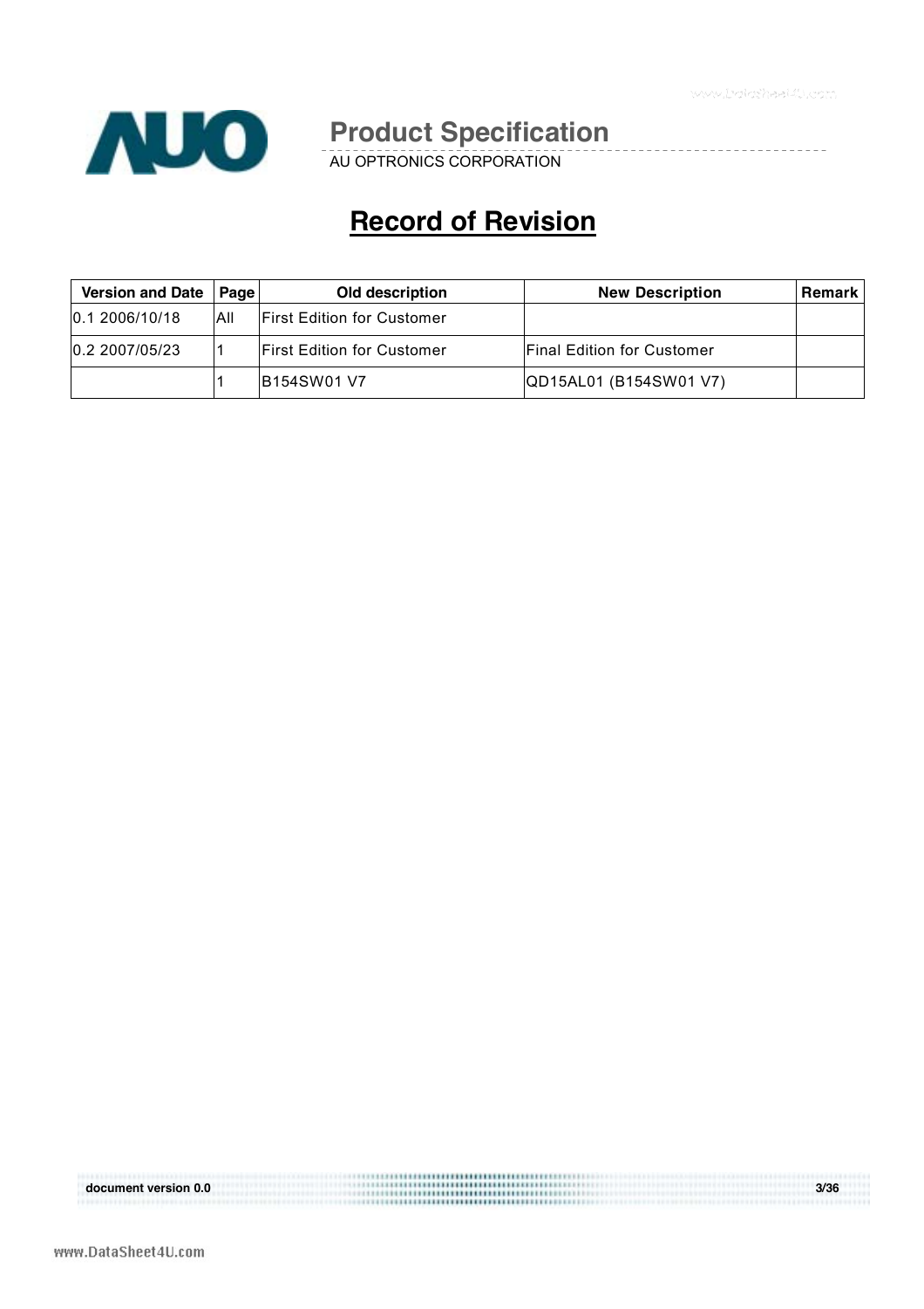# Record of Revision

| Version and Date | Page | Old description | New Description | Remark |
|---|---|---|---|---|
| 0.1 2006/10/18 | All | First Edition for Customer | | |
| 0.2 2007/05/23 | 1 | First Edition for Customer | Final Edition for Customer | |
| | 1 | B154SW01 V7 | QD15AL01 (B154SW01 V7) | |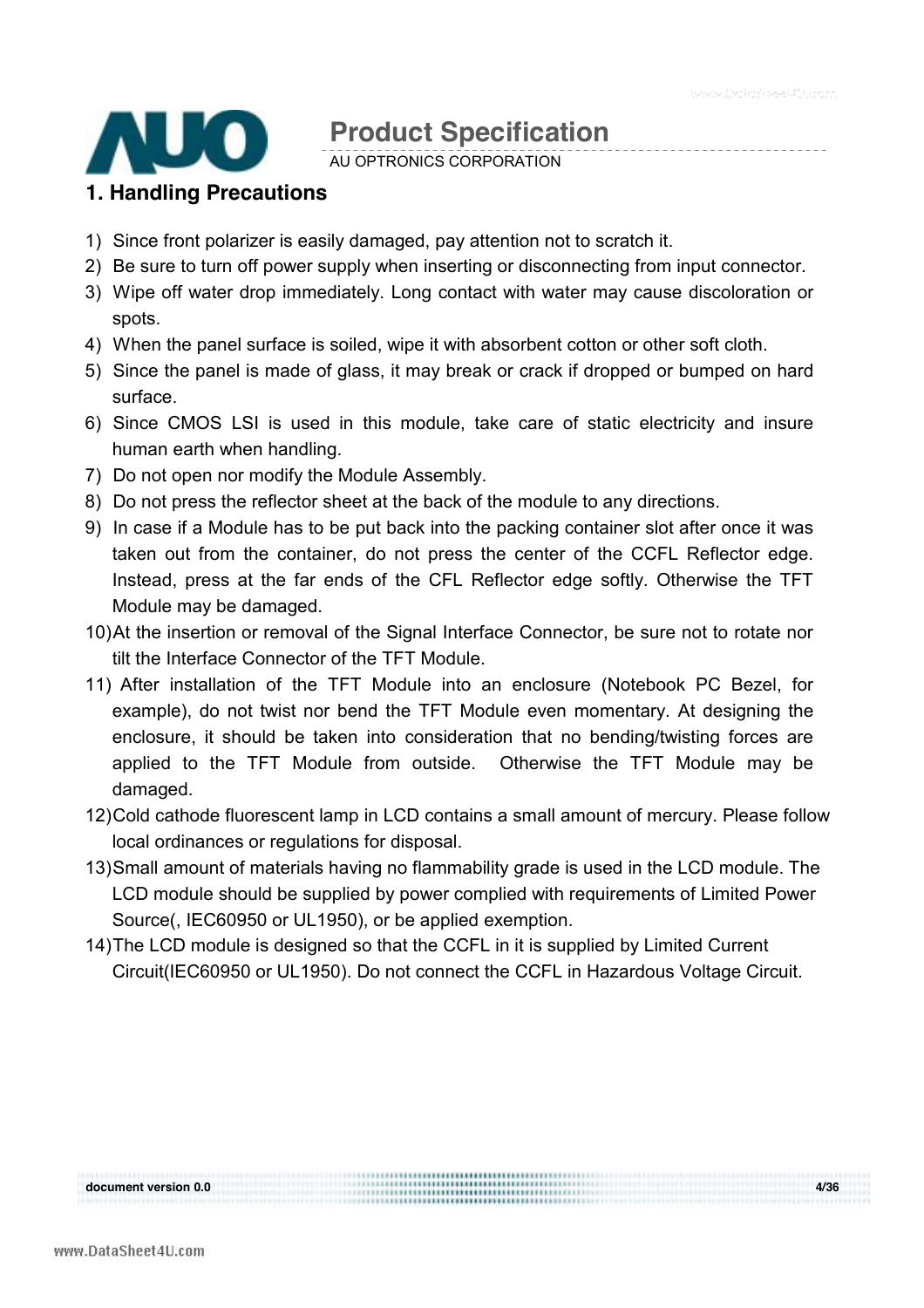## 1. Handling Precautions

1) Since front polarizer is easily damaged, pay attention not to scratch it.
2) Be sure to turn off power supply when inserting or disconnecting from input connector.
3) Wipe off water drop immediately. Long contact with water may cause discoloration or spots.
4) When the panel surface is soiled, wipe it with absorbent cotton or other soft cloth.
5) Since the panel is made of glass, it may break or crack if dropped or bumped on hard surface.
6) Since CMOS LSI is used in this module, take care of static electricity and insure human earth when handling.
7) Do not open nor modify the Module Assembly.
8) Do not press the reflector sheet at the back of the module to any directions.
9) In case if a Module has to be put back into the packing container slot after once it was taken out from the container, do not press the center of the CCFL Reflector edge. Instead, press at the far ends of the CFL Reflector edge softly. Otherwise the TFT Module may be damaged.
10) At the insertion or removal of the Signal Interface Connector, be sure not to rotate nor tilt the Interface Connector of the TFT Module.
11) After installation of the TFT Module into an enclosure (Notebook PC Bezel, for example), do not twist nor bend the TFT Module even momentary. At designing the enclosure, it should be taken into consideration that no bending/twisting forces are applied to the TFT Module from outside. Otherwise the TFT Module may be damaged.
12) Cold cathode fluorescent lamp in LCD contains a small amount of mercury. Please follow local ordinances or regulations for disposal.
13) Small amount of materials having no flammability grade is used in the LCD module. The LCD module should be supplied by power complied with requirements of Limited Power Source(, IEC60950 or UL1950), or be applied exemption.
14) The LCD module is designed so that the CCFL in it is supplied by Limited Current Circuit(IEC60950 or UL1950). Do not connect the CCFL in Hazardous Voltage Circuit.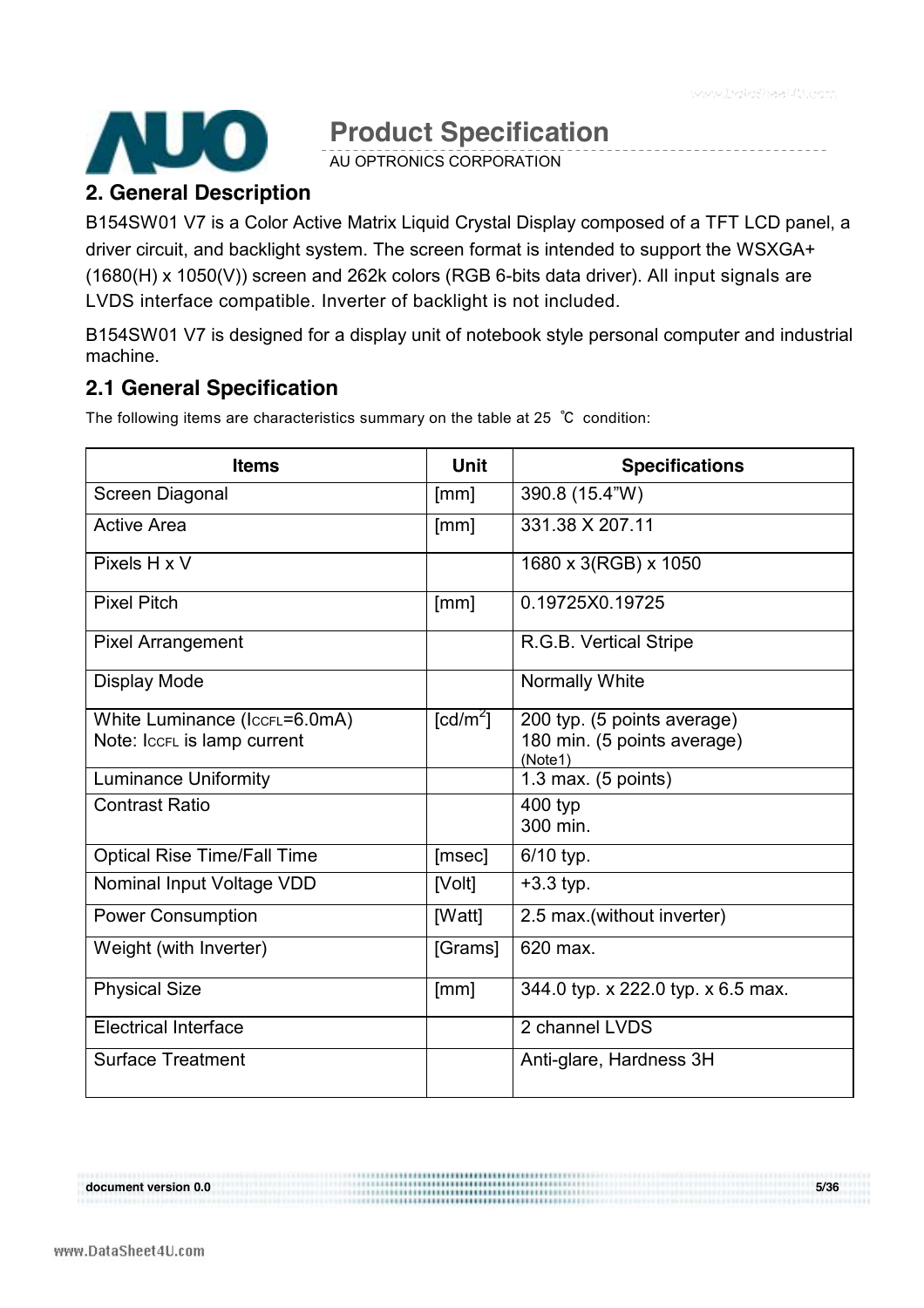## 2. General Description

B154SW01 V7 is a Color Active Matrix Liquid Crystal Display composed of a TFT LCD panel, a driver circuit, and backlight system. The screen format is intended to support the WSXGA+ (1680(H) x 1050(V)) screen and 262k colors (RGB 6-bits data driver). All input signals are LVDS interface compatible. Inverter of backlight is not included.

B154SW01 V7 is designed for a display unit of notebook style personal computer and industrial machine.

### 2.1 General Specification

The following items are characteristics summary on the table at 25 ℃ condition:

| Items | Unit | Specifications |
|---|---|---|
| Screen Diagonal | [mm] | 390.8 (15.4"W) |
| Active Area | [mm] | 331.38 X 207.11 |
| Pixels H x V | | 1680 x 3(RGB) x 1050 |
| Pixel Pitch | [mm] | 0.19725X0.19725 |
| Pixel Arrangement | | R.G.B. Vertical Stripe |
| Display Mode | | Normally White |
| White Luminance ($I_{CCFL}$=6.0mA)<br>Note: $I_{CCFL}$ is lamp current | [cd/m$^2$] | 200 typ. (5 points average)<br>180 min. (5 points average)<br>(Note1) |
| Luminance Uniformity | | 1.3 max. (5 points) |
| Contrast Ratio | | 400 typ<br>300 min. |
| Optical Rise Time/Fall Time | [msec] | 6/10 typ. |
| Nominal Input Voltage VDD | [Volt] | +3.3 typ. |
| Power Consumption | [Watt] | 2.5 max.(without inverter) |
| Weight (with Inverter) | [Grams] | 620 max. |
| Physical Size | [mm] | 344.0 typ. x 222.0 typ. x 6.5 max. |
| Electrical Interface | | 2 channel LVDS |
| Surface Treatment | | Anti-glare, Hardness 3H |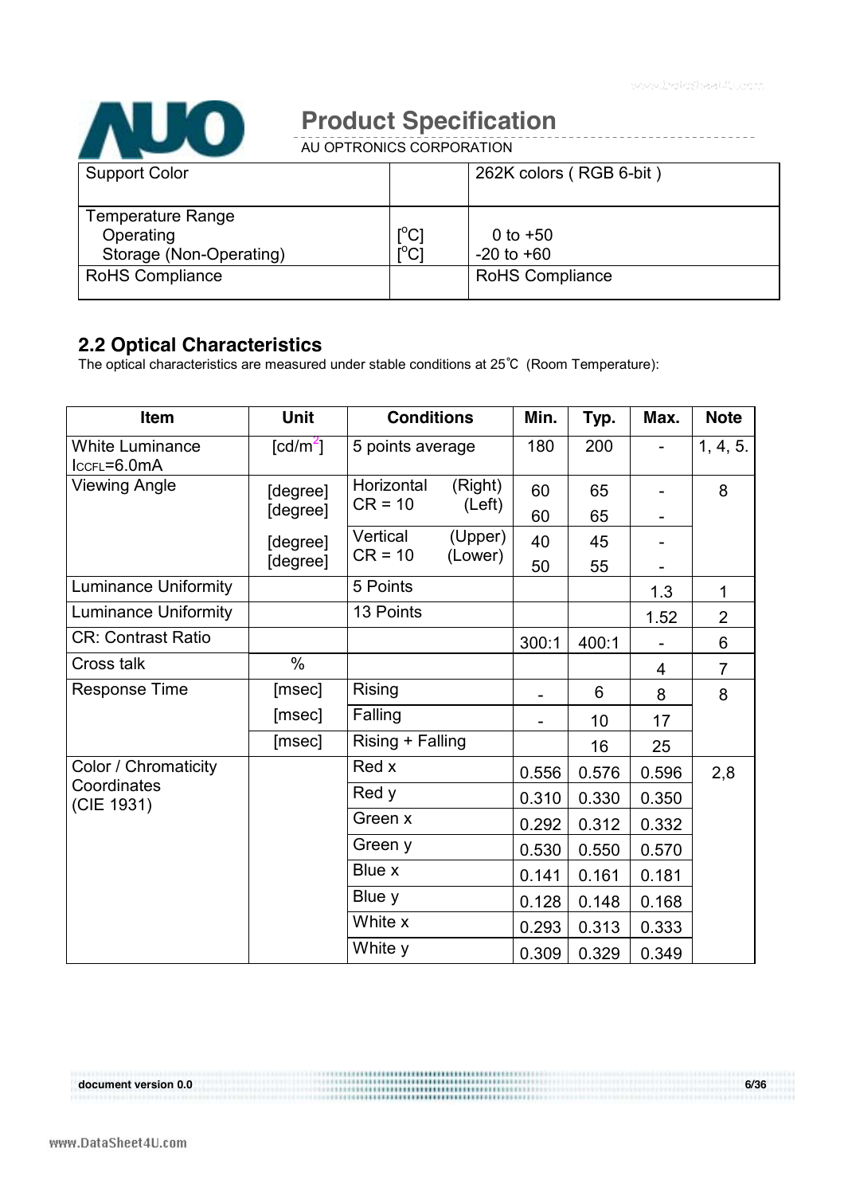| Support Color | | 262K colors ( RGB 6-bit ) |
|---|---|---|
| Temperature Range<br>Operating<br>Storage (Non-Operating) | <br>[°C]<br>[°C] | <br>0 to +50<br>-20 to +60 |
| RoHS Compliance | | RoHS Compliance |

## 2.2 Optical Characteristics

The optical characteristics are measured under stable conditions at 25°C (Room Temperature):

| Item | Unit | Conditions | | Min. | Typ. | Max. | Note |
|---|---|---|---|---|---|---|---|
| White Luminance $I_{CCFL}$=6.0mA | [cd/m²] | 5 points average | | 180 | 200 | - | 1, 4, 5. |
| Viewing Angle | [degree] | Horizontal CR = 10 | (Right) | 60 | 65 | - | 8 |
| | [degree] | | (Left) | 60 | 65 | - | |
| | [degree] | Vertical CR = 10 | (Upper) | 40 | 45 | - | |
| | [degree] | | (Lower) | 50 | 55 | - | |
| Luminance Uniformity | | 5 Points | | | | 1.3 | 1 |
| Luminance Uniformity | | 13 Points | | | | 1.52 | 2 |
| CR: Contrast Ratio | | | | 300:1 | 400:1 | - | 6 |
| Cross talk | % | | | | | 4 | 7 |
| Response Time | [msec] | Rising | | - | 6 | 8 | 8 |
| | [msec] | Falling | | - | 10 | 17 | |
| | [msec] | Rising + Falling | | | 16 | 25 | |
| Color / Chromaticity Coordinates (CIE 1931) | | Red x | | 0.556 | 0.576 | 0.596 | 2,8 |
| | | Red y | | 0.310 | 0.330 | 0.350 | |
| | | Green x | | 0.292 | 0.312 | 0.332 | |
| | | Green y | | 0.530 | 0.550 | 0.570 | |
| | | Blue x | | 0.141 | 0.161 | 0.181 | |
| | | Blue y | | 0.128 | 0.148 | 0.168 | |
| | | White x | | 0.293 | 0.313 | 0.333 | |
| | | White y | | 0.309 | 0.329 | 0.349 | |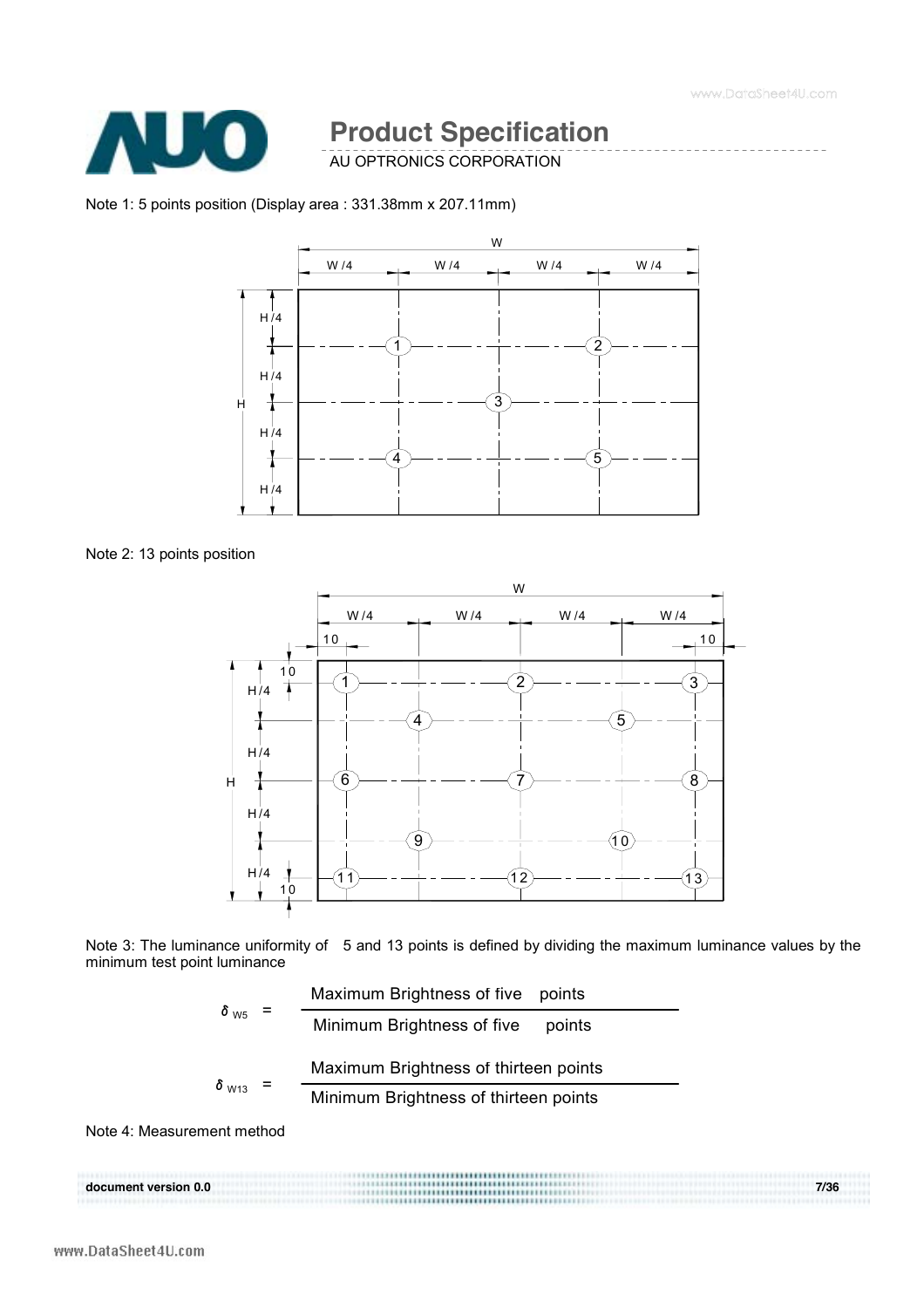Note 1: 5 points position (Display area : 331.38mm x 207.11mm)

Note 2: 13 points position

Note 3: The luminance uniformity of 5 and 13 points is defined by dividing the maximum luminance values by the minimum test point luminance

$$\delta_{W5} = \frac{\text{Maximum Brightness of five points}}{\text{Minimum Brightness of five points}}$$

$$\delta_{W13} = \frac{\text{Maximum Brightness of thirteen points}}{\text{Minimum Brightness of thirteen points}}$$

Note 4: Measurement method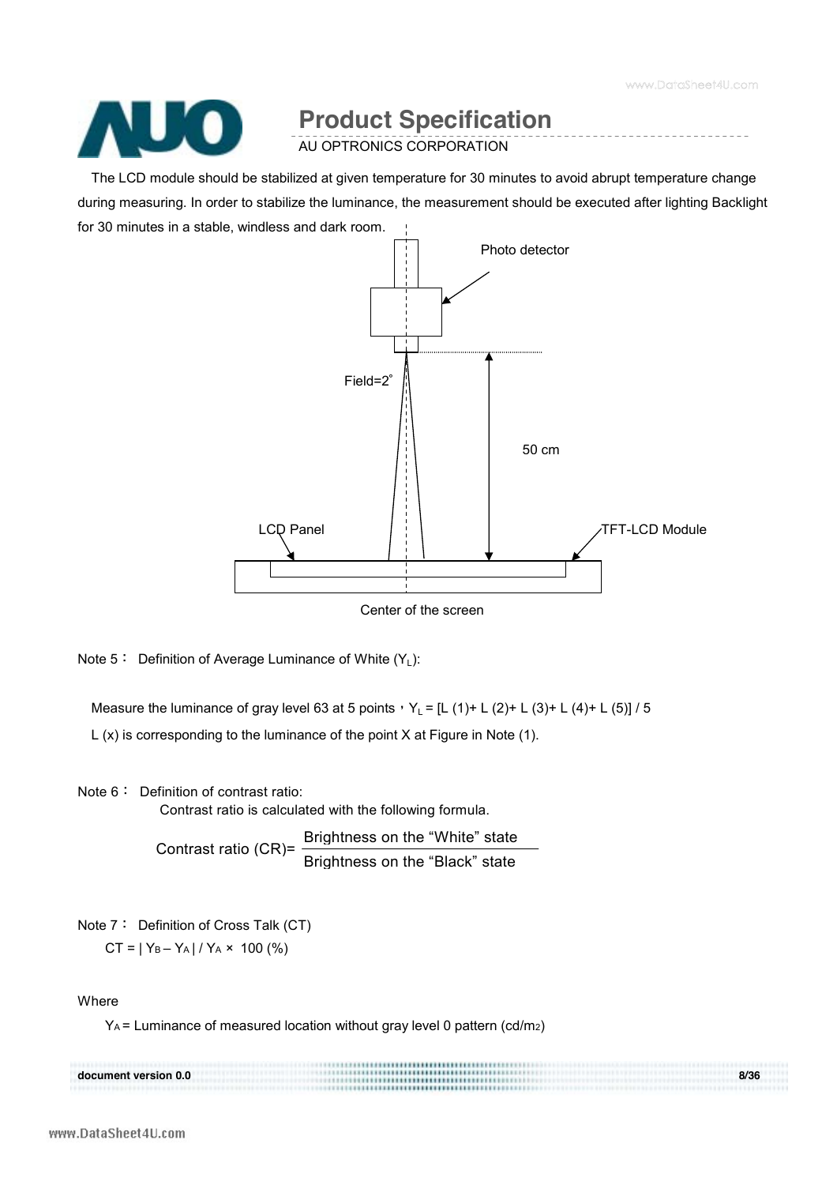The LCD module should be stabilized at given temperature for 30 minutes to avoid abrupt temperature change during measuring. In order to stabilize the luminance, the measurement should be executed after lighting Backlight for 30 minutes in a stable, windless and dark room.

Photo detector

Field=2°

50 cm

LCD Panel

TFT-LCD Module

Center of the screen

Note 5： Definition of Average Luminance of White ($Y_L$):

Measure the luminance of gray level 63 at 5 points，$Y_L$ = [L (1)+ L (2)+ L (3)+ L (4)+ L (5)] / 5

L (x) is corresponding to the luminance of the point X at Figure in Note (1).

Note 6： Definition of contrast ratio:

Contrast ratio is calculated with the following formula.

$$\text{Contrast ratio (CR)} = \frac{\text{Brightness on the "White" state}}{\text{Brightness on the "Black" state}}$$

Note 7： Definition of Cross Talk (CT)

$CT = | Y_B - Y_A | / Y_A \times 100\ (\%)$

Where

$Y_A$ = Luminance of measured location without gray level 0 pattern ($cd/m^2$)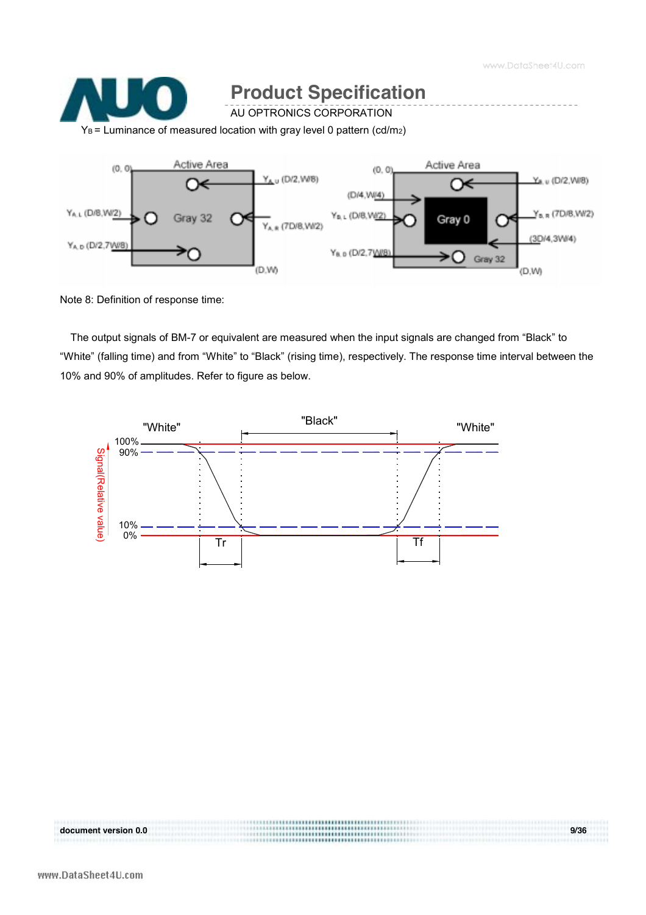$Y_B$ = Luminance of measured location with gray level 0 pattern (cd/m2)

Note 8: Definition of response time:

The output signals of BM-7 or equivalent are measured when the input signals are changed from “Black” to “White” (falling time) and from “White” to “Black” (rising time), respectively. The response time interval between the 10% and 90% of amplitudes. Refer to figure as below.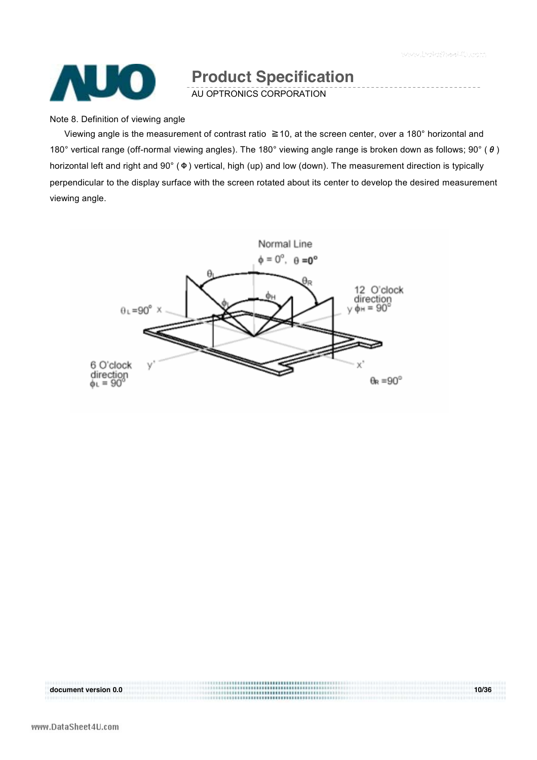Note 8. Definition of viewing angle

Viewing angle is the measurement of contrast ratio ≧10, at the screen center, over a 180° horizontal and 180° vertical range (off-normal viewing angles). The 180° viewing angle range is broken down as follows; 90° ( $\theta$ ) horizontal left and right and 90° ( $\Phi$ ) vertical, high (up) and low (down). The measurement direction is typically perpendicular to the display surface with the screen rotated about its center to develop the desired measurement viewing angle.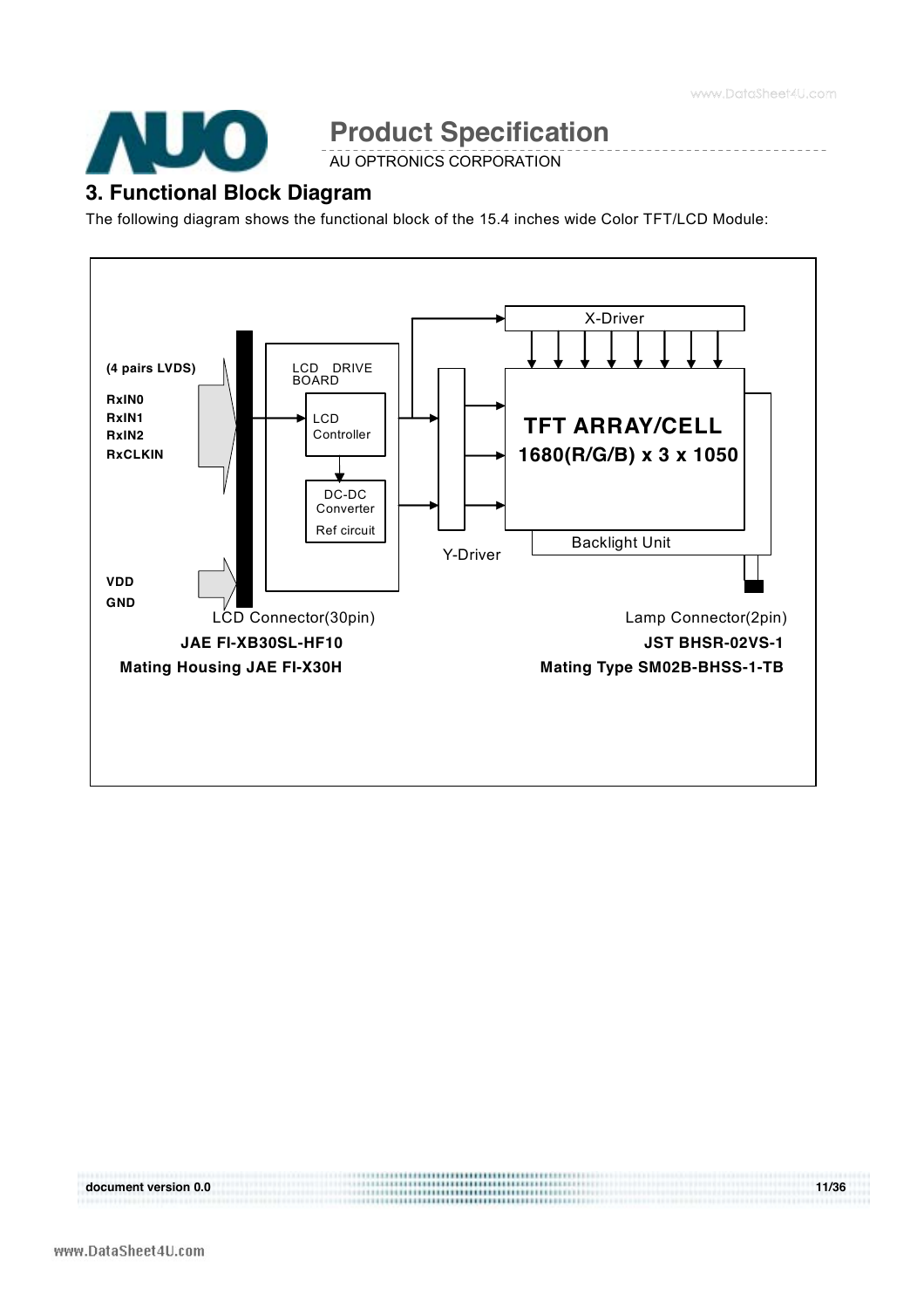## 3. Functional Block Diagram

The following diagram shows the functional block of the 15.4 inches wide Color TFT/LCD Module:

(4 pairs LVDS)

RxIN0
RxIN1
RxIN2
RxCLKIN

VDD
GND

LCD DRIVE BOARD

LCD Controller

DC-DC Converter

Ref circuit

X-Driver

Y-Driver

TFT ARRAY/CELL
1680(R/G/B) x 3 x 1050

Backlight Unit

LCD Connector(30pin)
**JAE FI-XB30SL-HF10**
**Mating Housing JAE FI-X30H**

Lamp Connector(2pin)
**JST BHSR-02VS-1**
**Mating Type SM02B-BHSS-1-TB**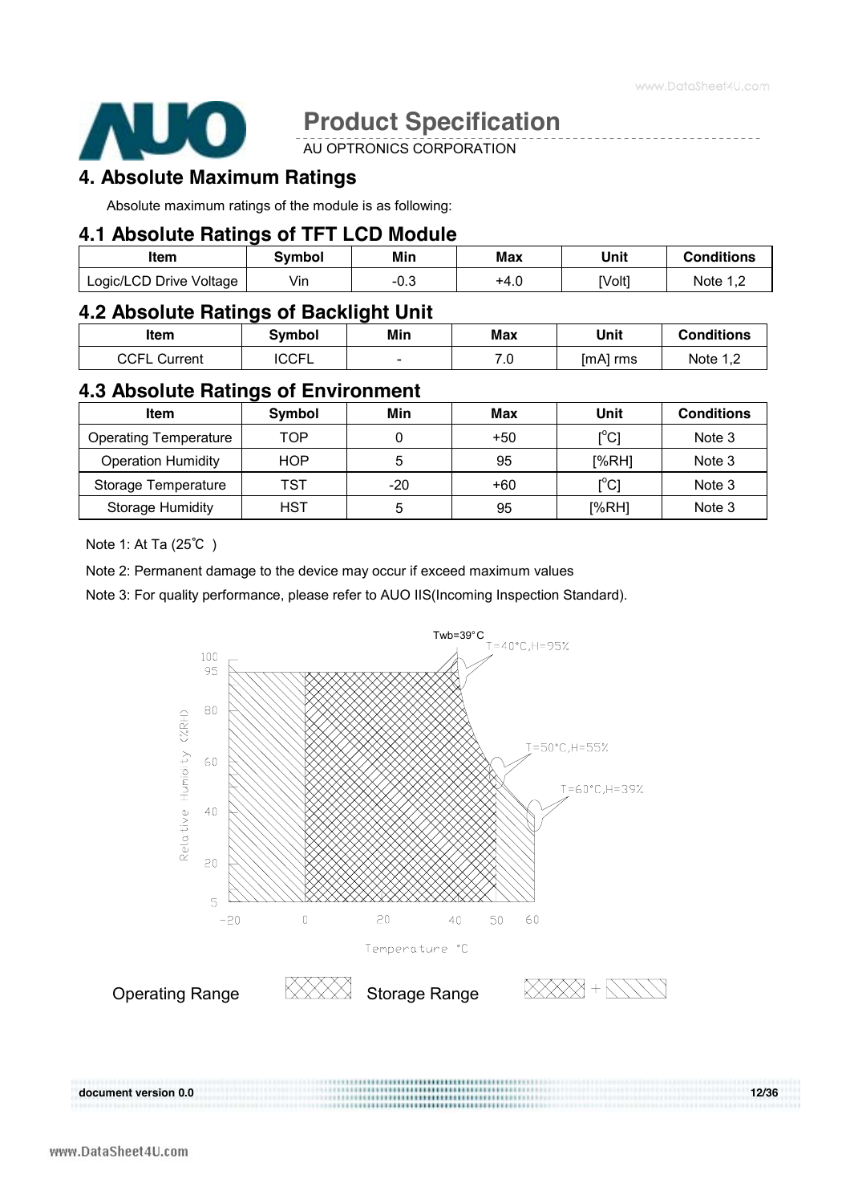# 4. Absolute Maximum Ratings

Absolute maximum ratings of the module is as following:

## 4.1 Absolute Ratings of TFT LCD Module

| Item | Symbol | Min | Max | Unit | Conditions |
|---|---|---|---|---|---|
| Logic/LCD Drive Voltage | Vin | -0.3 | +4.0 | [Volt] | Note 1,2 |

## 4.2 Absolute Ratings of Backlight Unit

| Item | Symbol | Min | Max | Unit | Conditions |
|---|---|---|---|---|---|
| CCFL Current | ICCFL | - | 7.0 | [mA] rms | Note 1,2 |

## 4.3 Absolute Ratings of Environment

| Item | Symbol | Min | Max | Unit | Conditions |
|---|---|---|---|---|---|
| Operating Temperature | TOP | 0 | +50 | [°C] | Note 3 |
| Operation Humidity | HOP | 5 | 95 | [%RH] | Note 3 |
| Storage Temperature | TST | -20 | +60 | [°C] | Note 3 |
| Storage Humidity | HST | 5 | 95 | [%RH] | Note 3 |

Note 1: At Ta (25℃ )

Note 2: Permanent damage to the device may occur if exceed maximum values

Note 3: For quality performance, please refer to AUO IIS(Incoming Inspection Standard).

Twb=39°C

T=40°C,H=95%

T=50°C,H=55%

T=60°C,H=39%

Relative Humidity (%RH)

Temperature °C

Operating Range Storage Range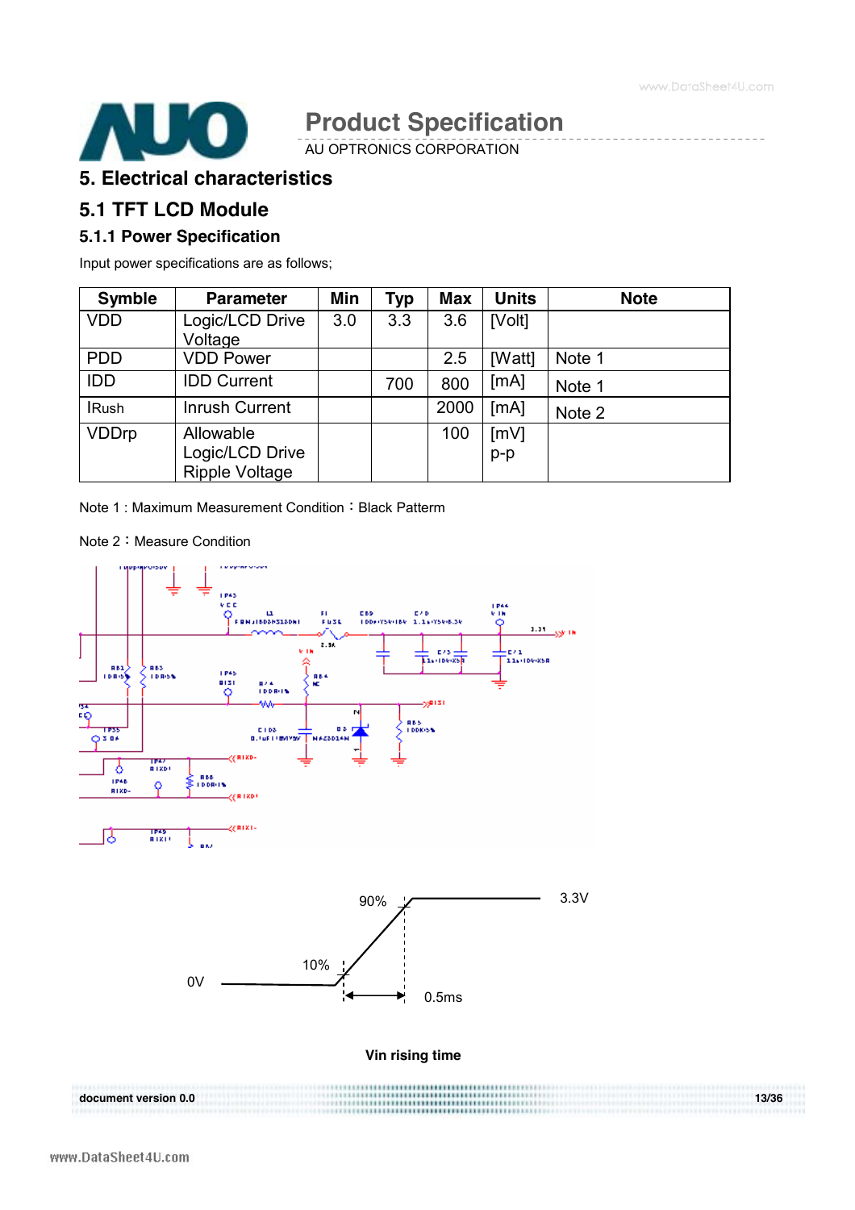## 5. Electrical characteristics

## 5.1 TFT LCD Module

### 5.1.1 Power Specification

Input power specifications are as follows;

| Symble | Parameter | Min | Typ | Max | Units | Note |
|---|---|---|---|---|---|---|
| VDD | Logic/LCD Drive Voltage | 3.0 | 3.3 | 3.6 | [Volt] | |
| PDD | VDD Power | | | 2.5 | [Watt] | Note 1 |
| IDD | IDD Current | | 700 | 800 | [mA] | Note 1 |
| IRush | Inrush Current | | | 2000 | [mA] | Note 2 |
| VDDrp | Allowable Logic/LCD Drive Ripple Voltage | | | 100 | [mV] p-p | |

Note 1 : Maximum Measurement Condition：Black Patterm

Note 2：Measure Condition

90% 3.3V

10%

0V 0.5ms

**Vin rising time**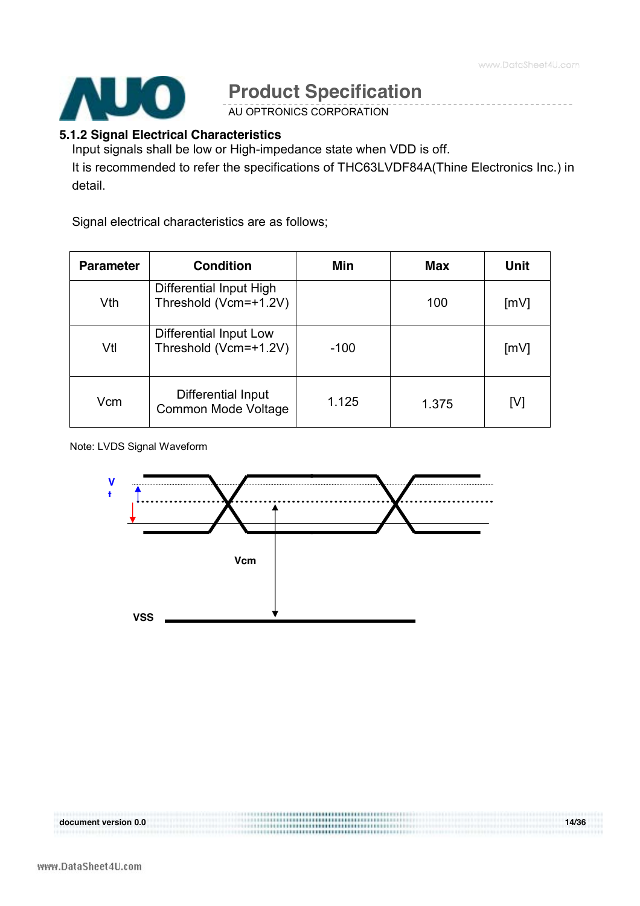### 5.1.2 Signal Electrical Characteristics

Input signals shall be low or High-impedance state when VDD is off.

It is recommended to refer the specifications of THC63LVDF84A(Thine Electronics Inc.) in detail.

Signal electrical characteristics are as follows;

| Parameter | Condition | Min | Max | Unit |
|---|---|---|---|---|
| Vth | Differential Input High Threshold (Vcm=+1.2V) | | 100 | [mV] |
| Vtl | Differential Input Low Threshold (Vcm=+1.2V) | -100 | | [mV] |
| Vcm | Differential Input Common Mode Voltage | 1.125 | 1.375 | [V] |

Note: LVDS Signal Waveform

Vt

Vcm

VSS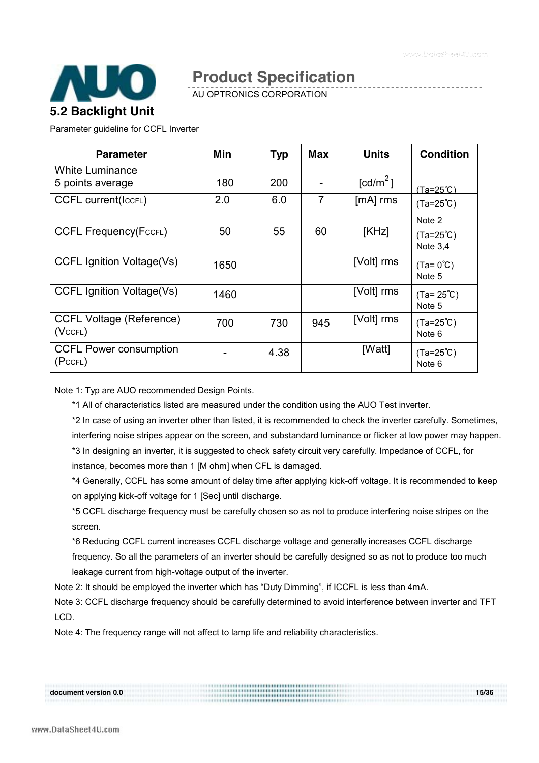## 5.2 Backlight Unit

Parameter guideline for CCFL Inverter

| Parameter | Min | Typ | Max | Units | Condition |
|---|---|---|---|---|---|
| White Luminance 5 points average | 180 | 200 | - | [cd/m$^2$] | (Ta=25℃) |
| CCFL current($I_{CCFL}$) | 2.0 | 6.0 | 7 | [mA] rms | (Ta=25℃) Note 2 |
| CCFL Frequency($F_{CCFL}$) | 50 | 55 | 60 | [KHz] | (Ta=25℃) Note 3,4 |
| CCFL Ignition Voltage(Vs) | 1650 | | | [Volt] rms | (Ta= 0℃) Note 5 |
| CCFL Ignition Voltage(Vs) | 1460 | | | [Volt] rms | (Ta= 25℃) Note 5 |
| CCFL Voltage (Reference) ($V_{CCFL}$) | 700 | 730 | 945 | [Volt] rms | (Ta=25℃) Note 6 |
| CCFL Power consumption ($P_{CCFL}$) | - | 4.38 | | [Watt] | (Ta=25℃) Note 6 |

Note 1: Typ are AUO recommended Design Points.

*1 All of characteristics listed are measured under the condition using the AUO Test inverter.

*2 In case of using an inverter other than listed, it is recommended to check the inverter carefully. Sometimes, interfering noise stripes appear on the screen, and substandard luminance or flicker at low power may happen.

*3 In designing an inverter, it is suggested to check safety circuit very carefully. Impedance of CCFL, for instance, becomes more than 1 [M ohm] when CFL is damaged.

*4 Generally, CCFL has some amount of delay time after applying kick-off voltage. It is recommended to keep on applying kick-off voltage for 1 [Sec] until discharge.

*5 CCFL discharge frequency must be carefully chosen so as not to produce interfering noise stripes on the screen.

*6 Reducing CCFL current increases CCFL discharge voltage and generally increases CCFL discharge frequency. So all the parameters of an inverter should be carefully designed so as not to produce too much leakage current from high-voltage output of the inverter.

Note 2: It should be employed the inverter which has "Duty Dimming", if ICCFL is less than 4mA.

Note 3: CCFL discharge frequency should be carefully determined to avoid interference between inverter and TFT LCD.

Note 4: The frequency range will not affect to lamp life and reliability characteristics.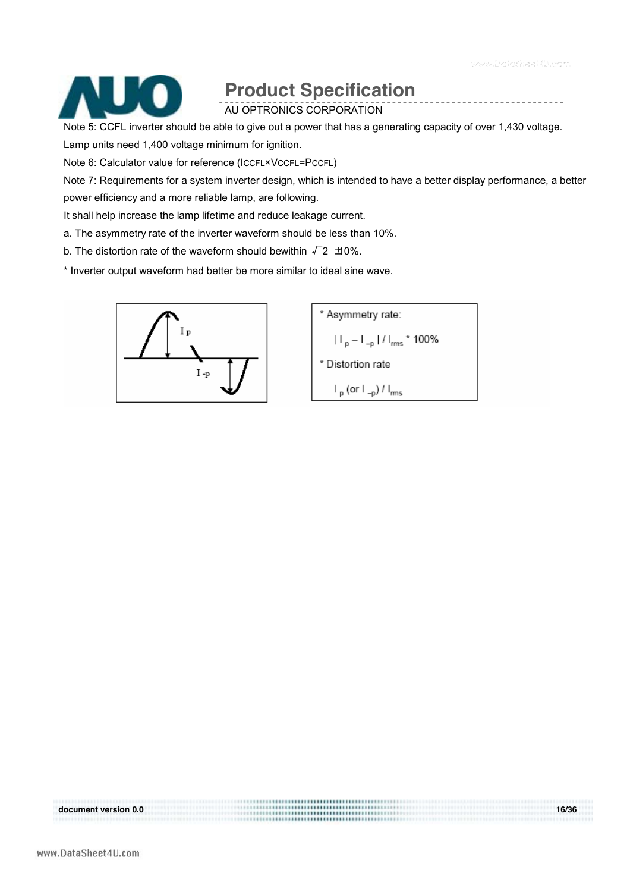Note 5: CCFL inverter should be able to give out a power that has a generating capacity of over 1,430 voltage. Lamp units need 1,400 voltage minimum for ignition.

Note 6: Calculator value for reference ($I_{CCFL} \times V_{CCFL} = P_{CCFL}$)

Note 7: Requirements for a system inverter design, which is intended to have a better display performance, a better power efficiency and a more reliable lamp, are following.

It shall help increase the lamp lifetime and reduce leakage current.

a. The asymmetry rate of the inverter waveform should be less than 10%.

b. The distortion rate of the waveform should bewithin $\sqrt{2}$ ±10%.

* Inverter output waveform had better be more similar to ideal sine wave.

Ip

I-p

* Asymmetry rate:

$| I_p - I_{-p} | / I_{rms} * 100\%$

* Distortion rate

$I_p$ (or $I_{-p}$) / $I_{rms}$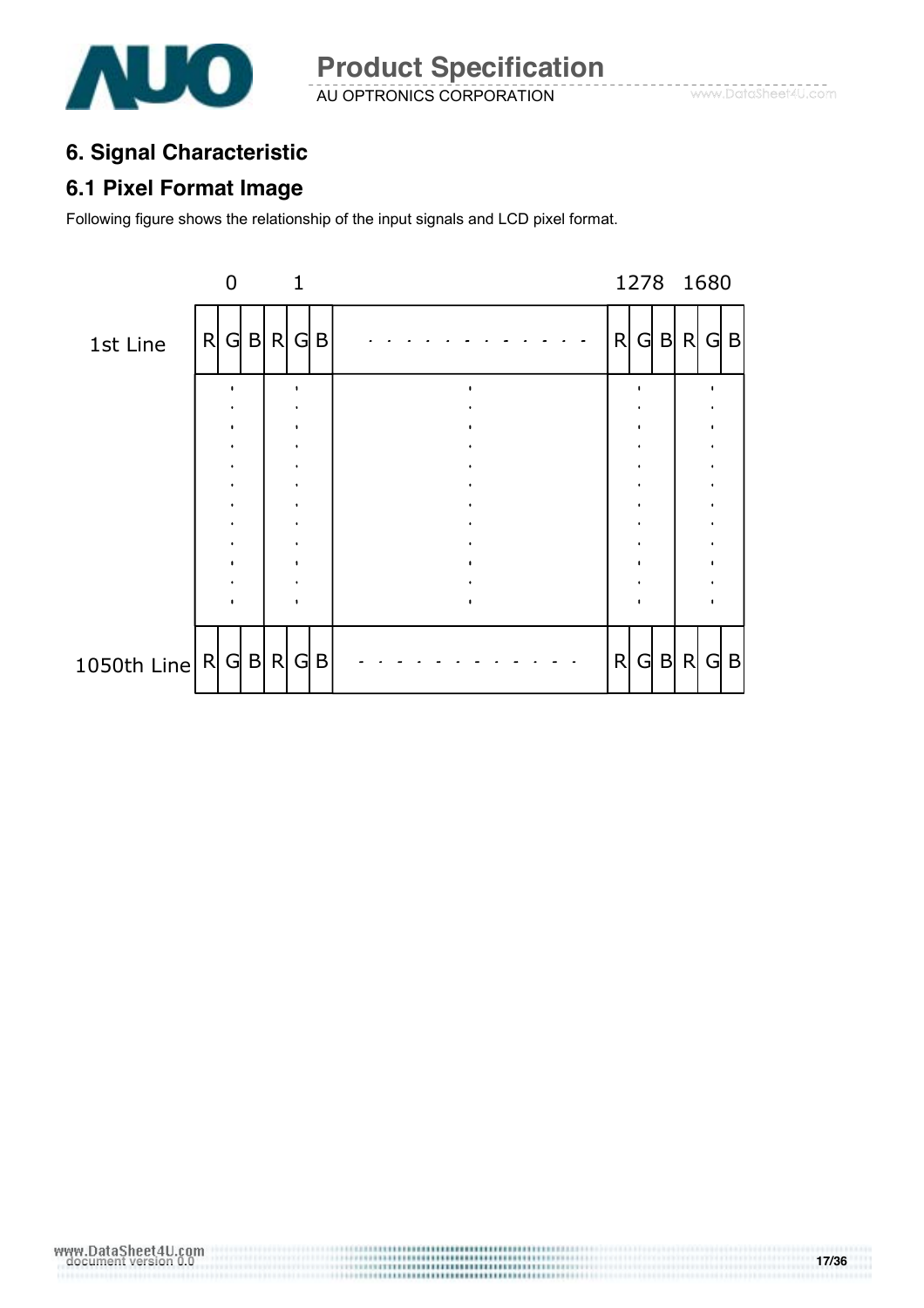## 6. Signal Characteristic

### 6.1 Pixel Format Image

Following figure shows the relationship of the input signals and LCD pixel format.

|  | 0 | | | 1 | | |  | 1278 | | | 1680 | | |
|---|---|---|---|---|---|---|---|---|---|---|---|---|---|
| 1st Line | R | G | B | R | G | B | - - - - - - - - - - - - | R | G | B | R | G | B |
|  | ⋮ | | | ⋮ | | | ⋮ | ⋮ | | | ⋮ | | |
| 1050th Line | R | G | B | R | G | B | - - - - - - - - - - - - | R | G | B | R | G | B |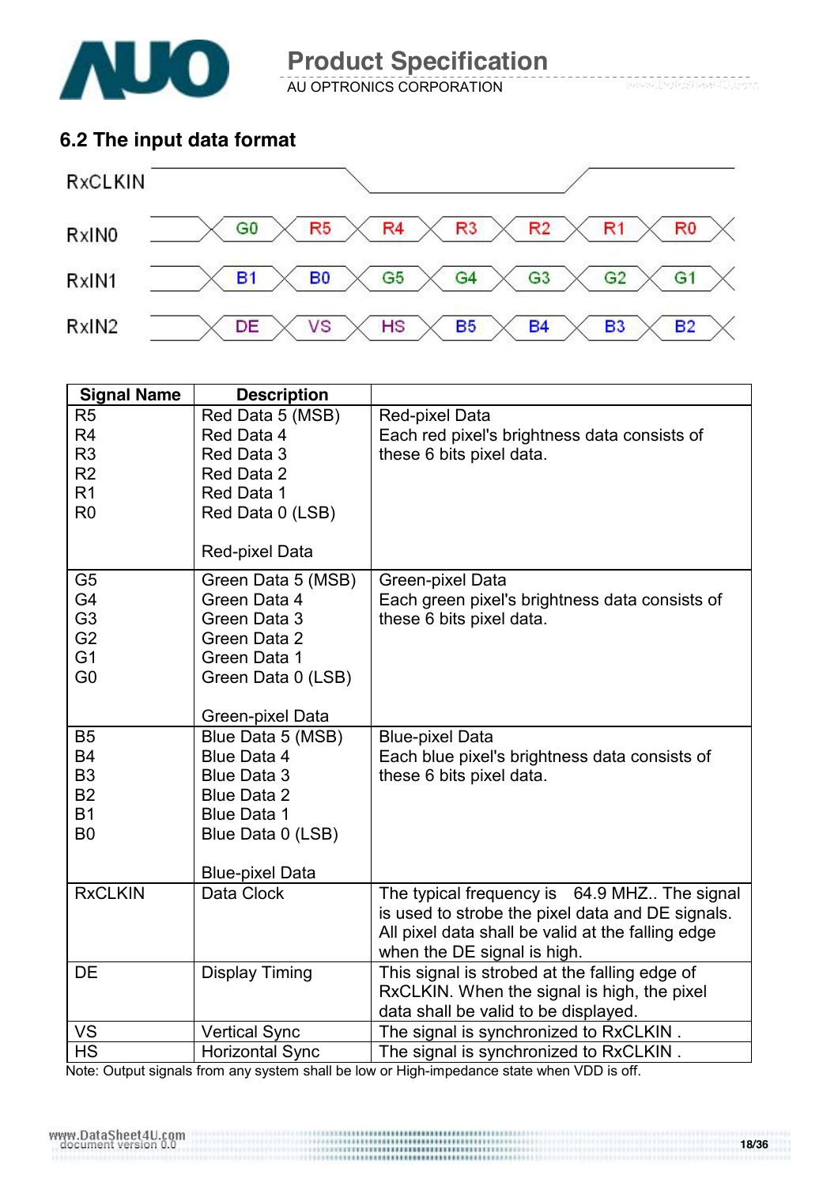## 6.2 The input data format

RxCLKIN

| RxIN0 | G0 | R5 | R4 | R3 | R2 | R1 | R0 |
|---|---|---|---|---|---|---|---|
| RxIN1 | B1 | B0 | G5 | G4 | G3 | G2 | G1 |
| RxIN2 | DE | VS | HS | B5 | B4 | B3 | B2 |

| Signal Name | Description | |
|---|---|---|
| R5<br>R4<br>R3<br>R2<br>R1<br>R0 | Red Data 5 (MSB)<br>Red Data 4<br>Red Data 3<br>Red Data 2<br>Red Data 1<br>Red Data 0 (LSB)<br><br>Red-pixel Data | Red-pixel Data<br>Each red pixel's brightness data consists of these 6 bits pixel data. |
| G5<br>G4<br>G3<br>G2<br>G1<br>G0 | Green Data 5 (MSB)<br>Green Data 4<br>Green Data 3<br>Green Data 2<br>Green Data 1<br>Green Data 0 (LSB)<br><br>Green-pixel Data | Green-pixel Data<br>Each green pixel's brightness data consists of these 6 bits pixel data. |
| B5<br>B4<br>B3<br>B2<br>B1<br>B0 | Blue Data 5 (MSB)<br>Blue Data 4<br>Blue Data 3<br>Blue Data 2<br>Blue Data 1<br>Blue Data 0 (LSB)<br><br>Blue-pixel Data | Blue-pixel Data<br>Each blue pixel's brightness data consists of these 6 bits pixel data. |
| RxCLKIN | Data Clock | The typical frequency is 64.9 MHZ.. The signal is used to strobe the pixel data and DE signals. All pixel data shall be valid at the falling edge when the DE signal is high. |
| DE | Display Timing | This signal is strobed at the falling edge of RxCLKIN. When the signal is high, the pixel data shall be valid to be displayed. |
| VS | Vertical Sync | The signal is synchronized to RxCLKIN . |
| HS | Horizontal Sync | The signal is synchronized to RxCLKIN . |

Note: Output signals from any system shall be low or High-impedance state when VDD is off.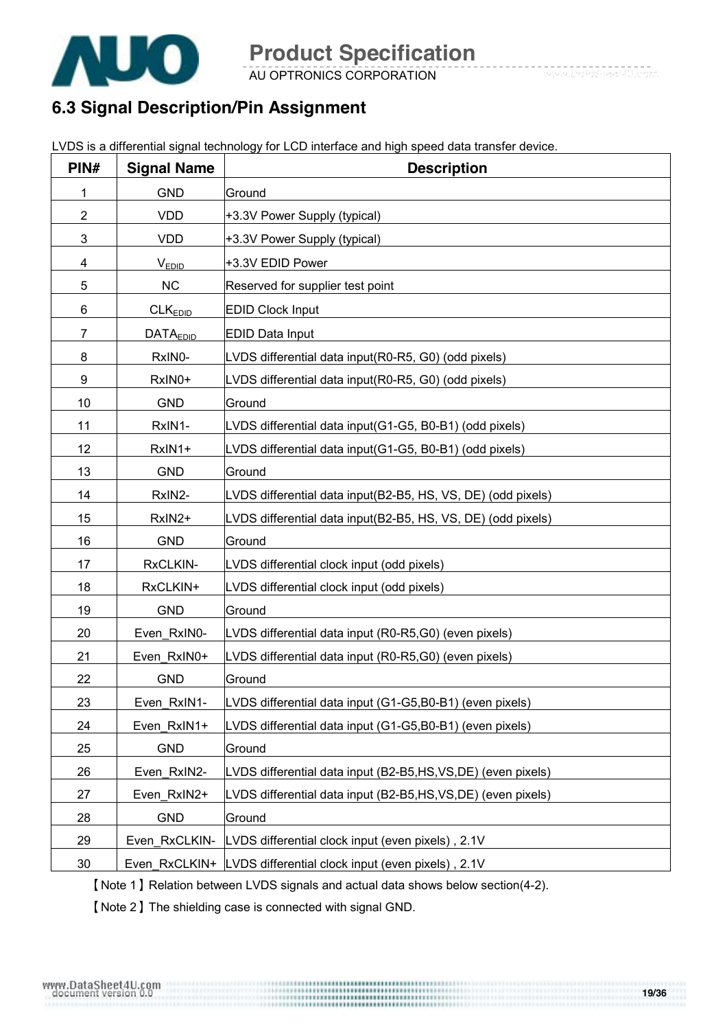## 6.3 Signal Description/Pin Assignment

LVDS is a differential signal technology for LCD interface and high speed data transfer device.

| PIN# | Signal Name | Description |
|---|---|---|
| 1 | GND | Ground |
| 2 | VDD | +3.3V Power Supply (typical) |
| 3 | VDD | +3.3V Power Supply (typical) |
| 4 | $V_{EDID}$ | +3.3V EDID Power |
| 5 | NC | Reserved for supplier test point |
| 6 | $CLK_{EDID}$ | EDID Clock Input |
| 7 | $DATA_{EDID}$ | EDID Data Input |
| 8 | RxIN0- | LVDS differential data input(R0-R5, G0) (odd pixels) |
| 9 | RxIN0+ | LVDS differential data input(R0-R5, G0) (odd pixels) |
| 10 | GND | Ground |
| 11 | RxIN1- | LVDS differential data input(G1-G5, B0-B1) (odd pixels) |
| 12 | RxIN1+ | LVDS differential data input(G1-G5, B0-B1) (odd pixels) |
| 13 | GND | Ground |
| 14 | RxIN2- | LVDS differential data input(B2-B5, HS, VS, DE) (odd pixels) |
| 15 | RxIN2+ | LVDS differential data input(B2-B5, HS, VS, DE) (odd pixels) |
| 16 | GND | Ground |
| 17 | RxCLKIN- | LVDS differential clock input (odd pixels) |
| 18 | RxCLKIN+ | LVDS differential clock input (odd pixels) |
| 19 | GND | Ground |
| 20 | Even_RxIN0- | LVDS differential data input (R0-R5,G0) (even pixels) |
| 21 | Even_RxIN0+ | LVDS differential data input (R0-R5,G0) (even pixels) |
| 22 | GND | Ground |
| 23 | Even_RxIN1- | LVDS differential data input (G1-G5,B0-B1) (even pixels) |
| 24 | Even_RxIN1+ | LVDS differential data input (G1-G5,B0-B1) (even pixels) |
| 25 | GND | Ground |
| 26 | Even_RxIN2- | LVDS differential data input (B2-B5,HS,VS,DE) (even pixels) |
| 27 | Even_RxIN2+ | LVDS differential data input (B2-B5,HS,VS,DE) (even pixels) |
| 28 | GND | Ground |
| 29 | Even_RxCLKIN- | LVDS differential clock input (even pixels) , 2.1V |
| 30 | Even_RxCLKIN+ | LVDS differential clock input (even pixels) , 2.1V |

【Note 1】Relation between LVDS signals and actual data shows below section(4-2).

【Note 2】The shielding case is connected with signal GND.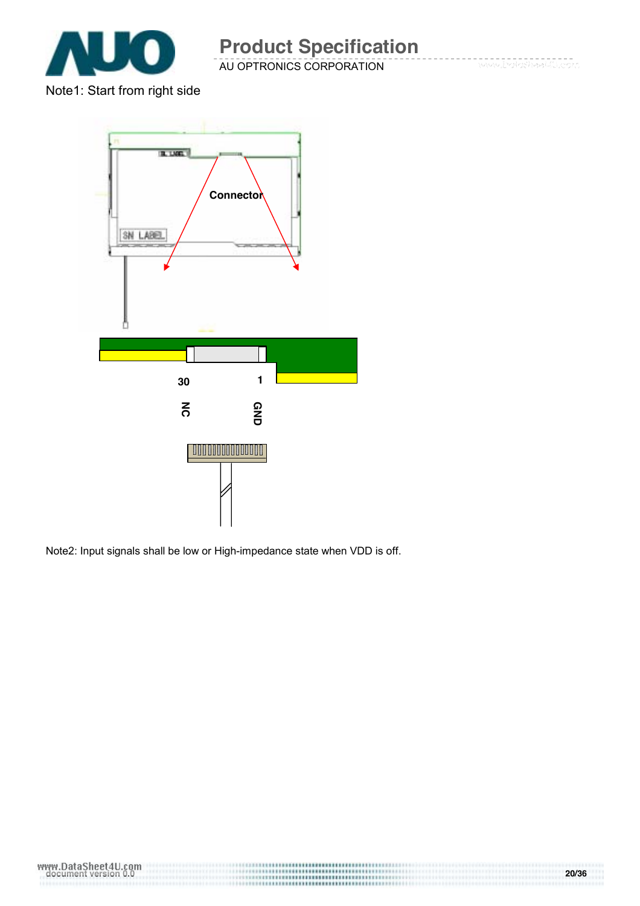Note1: Start from right side

Connector

30 NC

1 GND

Note2: Input signals shall be low or High-impedance state when VDD is off.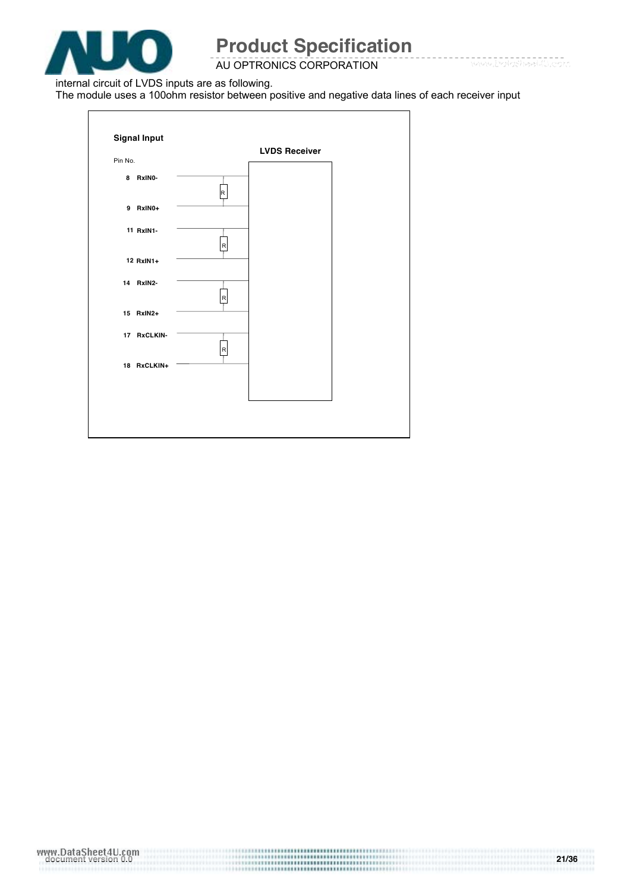internal circuit of LVDS inputs are as following.

The module uses a 100ohm resistor between positive and negative data lines of each receiver input

**Signal Input**

Pin No.

**LVDS Receiver**

| Pin No. | Signal |
|---|---|
| 8 | RxIN0- |
| 9 | RxIN0+ |
| 11 | RxIN1- |
| 12 | RxIN1+ |
| 14 | RxIN2- |
| 15 | RxIN2+ |
| 17 | RxCLKIN- |
| 18 | RxCLKIN+ |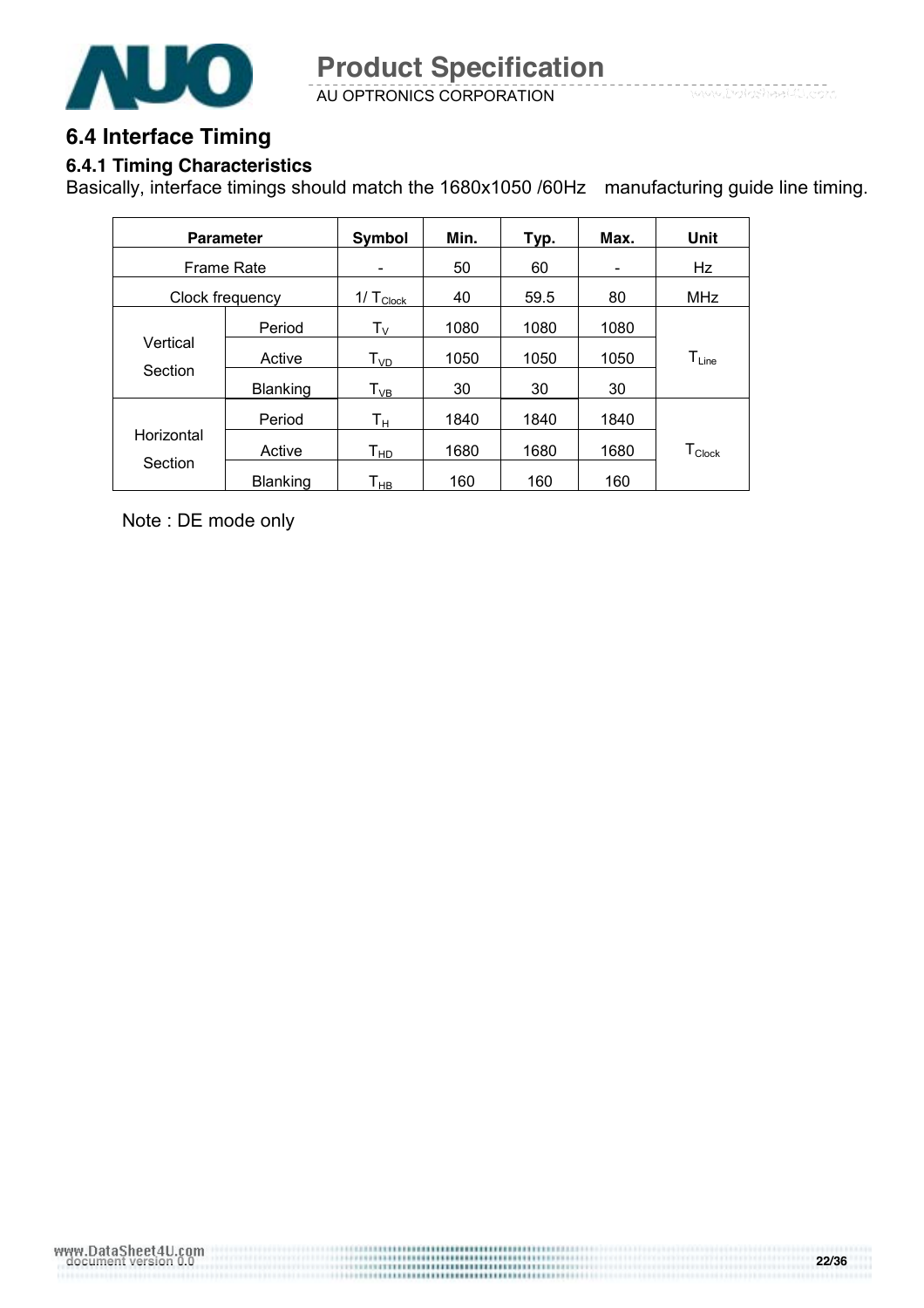## 6.4 Interface Timing

### 6.4.1 Timing Characteristics

Basically, interface timings should match the 1680x1050 /60Hz manufacturing guide line timing.

| Parameter | | Symbol | Min. | Typ. | Max. | Unit |
|---|---|---|---|---|---|---|
| Frame Rate | | - | 50 | 60 | - | Hz |
| Clock frequency | | $1/T_{Clock}$ | 40 | 59.5 | 80 | MHz |
| Vertical Section | Period | $T_V$ | 1080 | 1080 | 1080 | $T_{Line}$ |
| | Active | $T_{VD}$ | 1050 | 1050 | 1050 | |
| | Blanking | $T_{VB}$ | 30 | 30 | 30 | |
| Horizontal Section | Period | $T_H$ | 1840 | 1840 | 1840 | $T_{Clock}$ |
| | Active | $T_{HD}$ | 1680 | 1680 | 1680 | |
| | Blanking | $T_{HB}$ | 160 | 160 | 160 | |

Note : DE mode only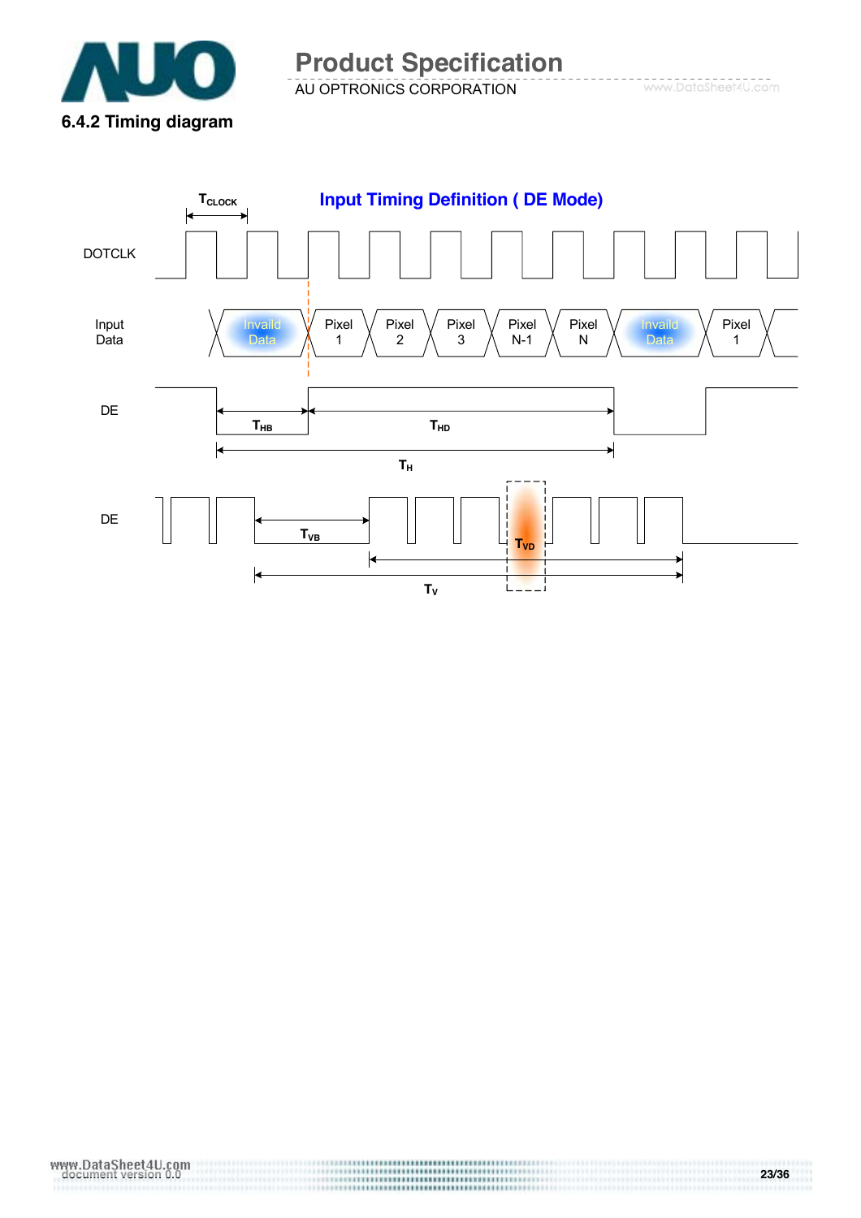### 6.4.2 Timing diagram

**Input Timing Definition ( DE Mode)**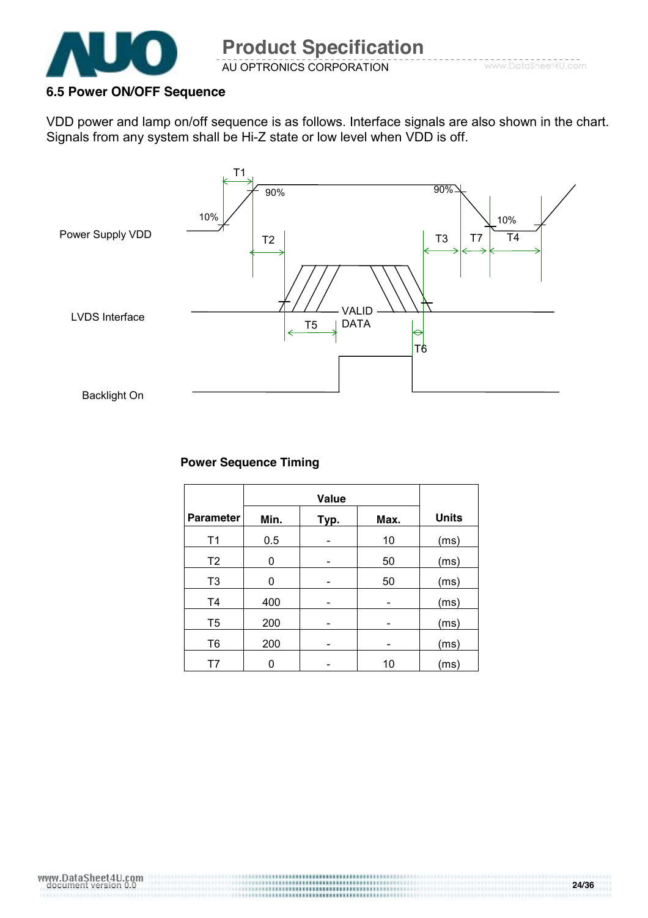### 6.5 Power ON/OFF Sequence

VDD power and lamp on/off sequence is as follows. Interface signals are also shown in the chart. Signals from any system shall be Hi-Z state or low level when VDD is off.

**Power Sequence Timing**

| Parameter | Value | | | Units |
|---|---|---|---|---|
| | Min. | Typ. | Max. | |
| T1 | 0.5 | - | 10 | (ms) |
| T2 | 0 | - | 50 | (ms) |
| T3 | 0 | - | 50 | (ms) |
| T4 | 400 | - | - | (ms) |
| T5 | 200 | - | - | (ms) |
| T6 | 200 | - | - | (ms) |
| T7 | 0 | - | 10 | (ms) |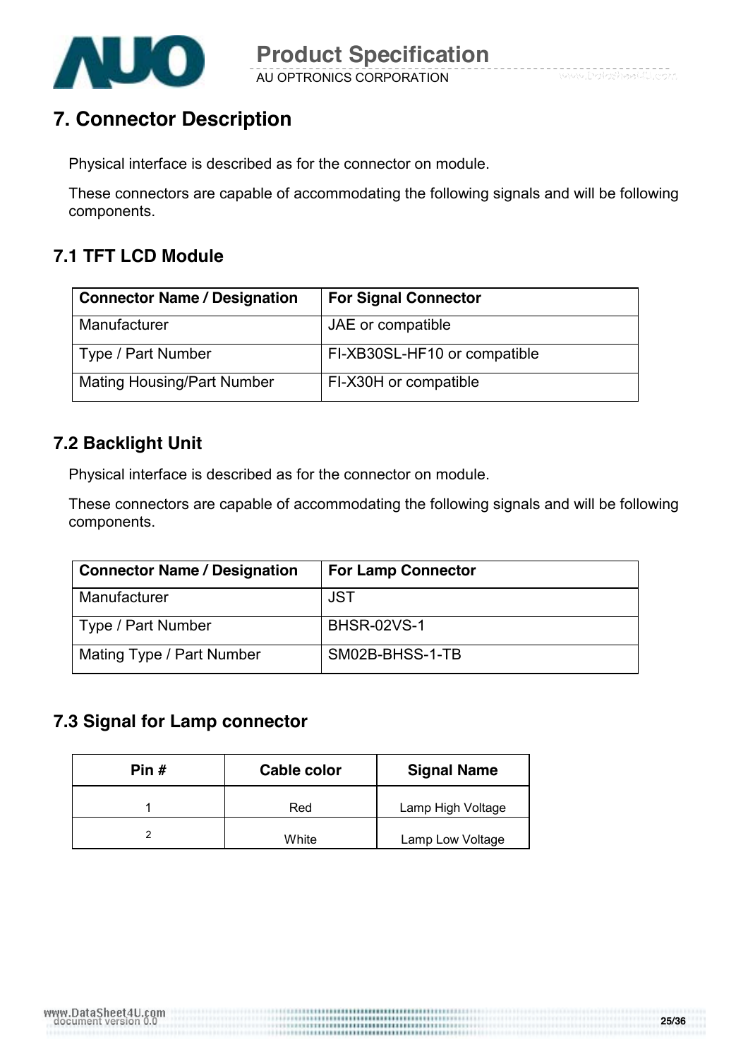# 7. Connector Description

Physical interface is described as for the connector on module.

These connectors are capable of accommodating the following signals and will be following components.

## 7.1 TFT LCD Module

| Connector Name / Designation | For Signal Connector |
|---|---|
| Manufacturer | JAE or compatible |
| Type / Part Number | FI-XB30SL-HF10 or compatible |
| Mating Housing/Part Number | FI-X30H or compatible |

## 7.2 Backlight Unit

Physical interface is described as for the connector on module.

These connectors are capable of accommodating the following signals and will be following components.

| Connector Name / Designation | For Lamp Connector |
|---|---|
| Manufacturer | JST |
| Type / Part Number | BHSR-02VS-1 |
| Mating Type / Part Number | SM02B-BHSS-1-TB |

## 7.3 Signal for Lamp connector

| Pin # | Cable color | Signal Name |
|---|---|---|
| 1 | Red | Lamp High Voltage |
| 2 | White | Lamp Low Voltage |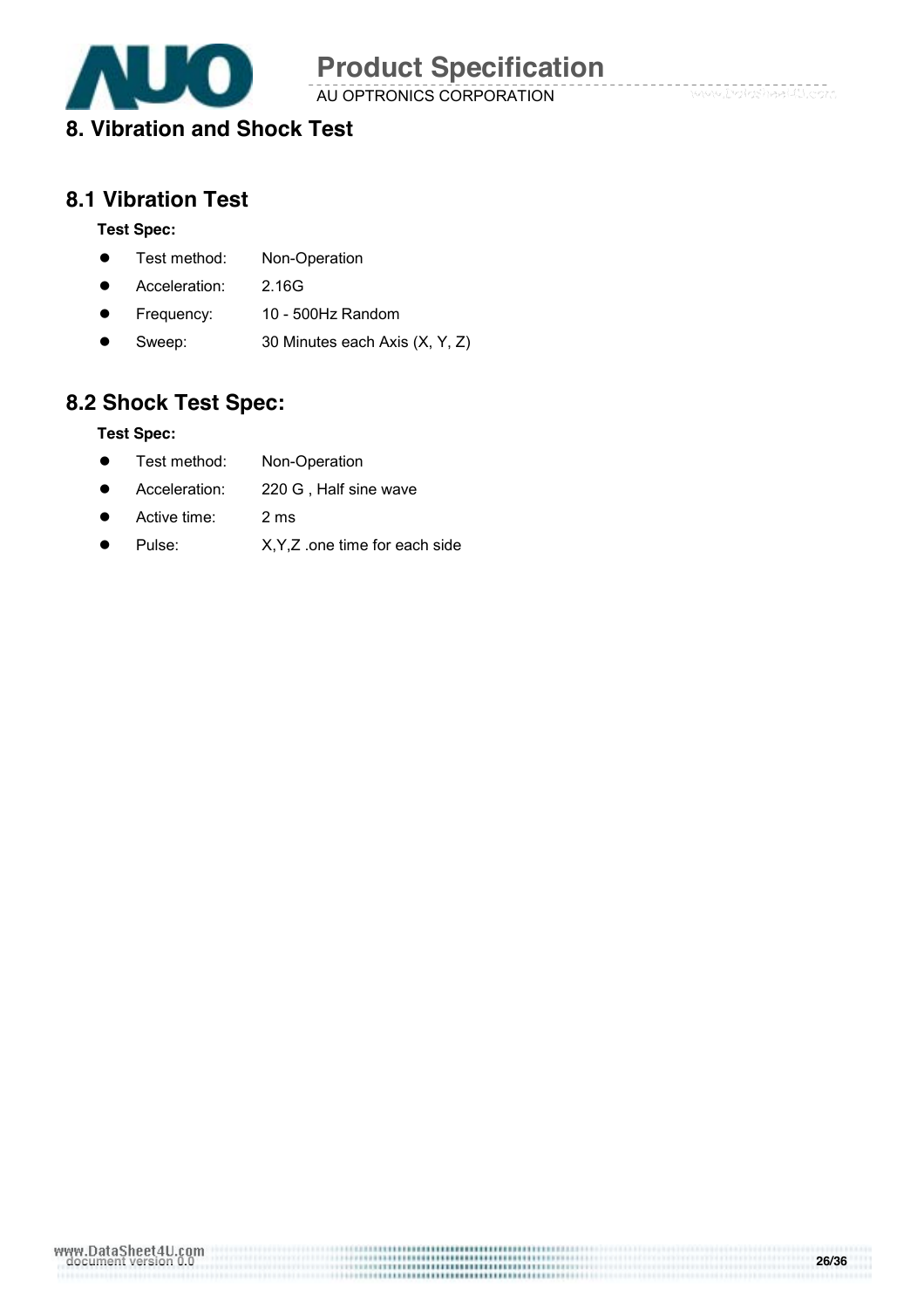# 8. Vibration and Shock Test

## 8.1 Vibration Test

**Test Spec:**

- Test method: Non-Operation
- Acceleration: 2.16G
- Frequency: 10 - 500Hz Random
- Sweep: 30 Minutes each Axis (X, Y, Z)

## 8.2 Shock Test Spec:

**Test Spec:**

- Test method: Non-Operation
- Acceleration: 220 G , Half sine wave
- Active time: 2 ms
- Pulse: X,Y,Z .one time for each side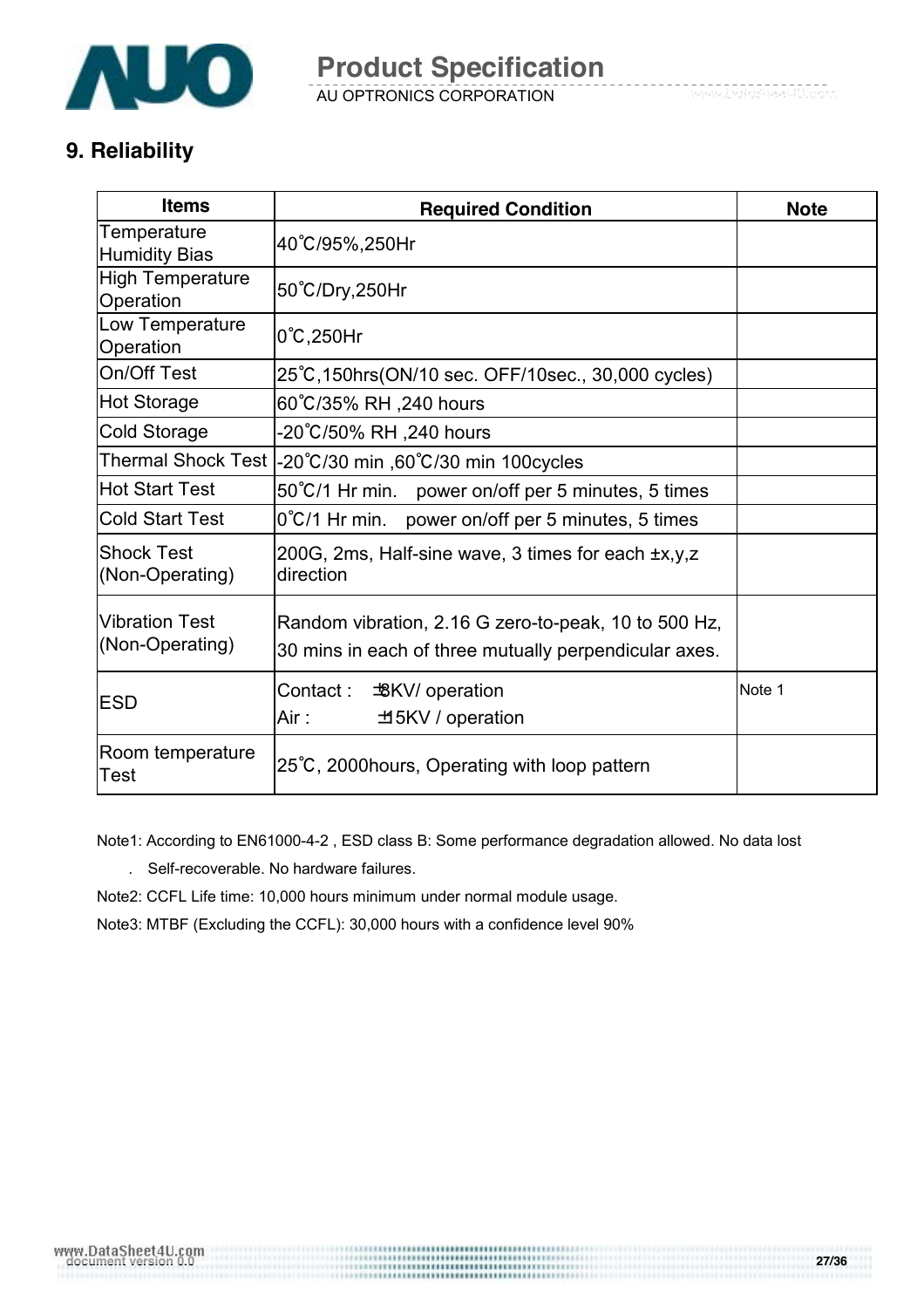## 9. Reliability

| Items | Required Condition | Note |
|---|---|---|
| Temperature Humidity Bias | 40˚C/95%,250Hr | |
| High Temperature Operation | 50˚C/Dry,250Hr | |
| Low Temperature Operation | 0˚C,250Hr | |
| On/Off Test | 25˚C,150hrs(ON/10 sec. OFF/10sec., 30,000 cycles) | |
| Hot Storage | 60˚C/35% RH ,240 hours | |
| Cold Storage | -20˚C/50% RH ,240 hours | |
| Thermal Shock Test | -20˚C/30 min ,60˚C/30 min 100cycles | |
| Hot Start Test | 50˚C/1 Hr min. power on/off per 5 minutes, 5 times | |
| Cold Start Test | 0˚C/1 Hr min. power on/off per 5 minutes, 5 times | |
| Shock Test (Non-Operating) | 200G, 2ms, Half-sine wave, 3 times for each ±x,y,z direction | |
| Vibration Test (Non-Operating) | Random vibration, 2.16 G zero-to-peak, 10 to 500 Hz, 30 mins in each of three mutually perpendicular axes. | |
| ESD | Contact : ±8KV/ operation<br>Air : ±15KV / operation | Note 1 |
| Room temperature Test | 25˚C, 2000hours, Operating with loop pattern | |

Note1: According to EN61000-4-2 , ESD class B: Some performance degradation allowed. No data lost

. Self-recoverable. No hardware failures.

Note2: CCFL Life time: 10,000 hours minimum under normal module usage.

Note3: MTBF (Excluding the CCFL): 30,000 hours with a confidence level 90%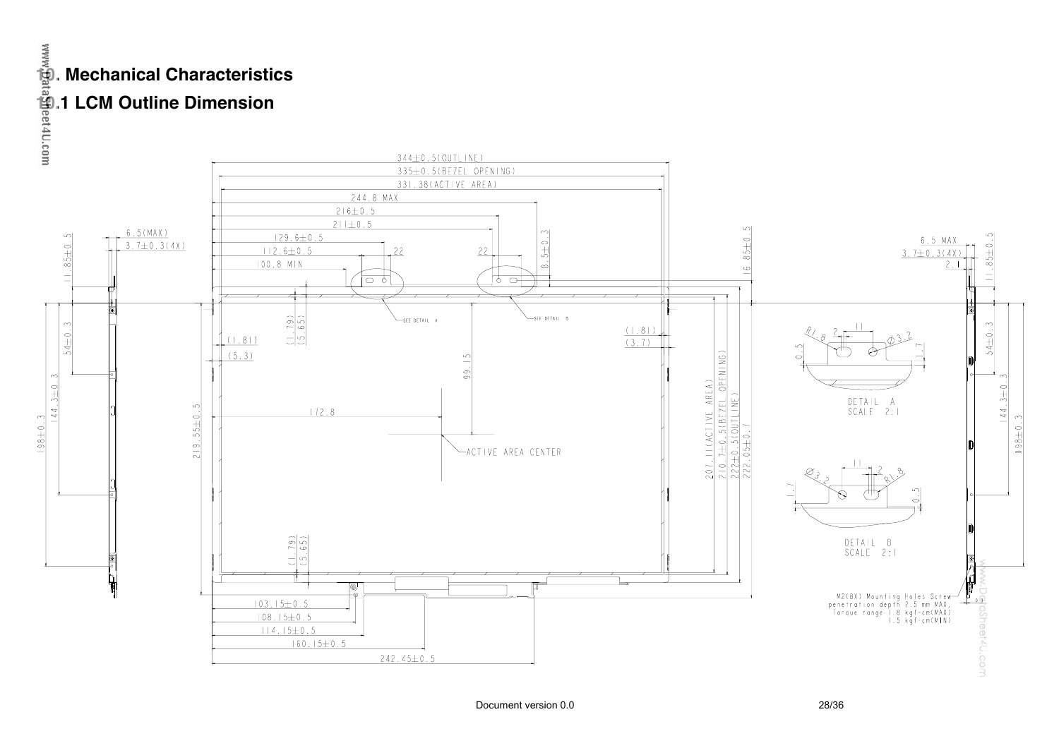# 10. Mechanical Characteristics

## 10.1 LCM Outline Dimension

344±0.5(OUTLINE)
335±0.5(BEZEL OPENING)
331.38(ACTIVE AREA)
244.8 MAX
216±0.5
211±0.5
129.6±0.5
112.6±0.5
100.8 MIN
22
22
8.5±0.3
16.85±0.5
SEE DETAIL A
SEE DETAIL B
(1.79)
(5.65)
(1.81)
(5.3)
(1.81)
(3.7)
99.15
172.8
ACTIVE AREA CENTER
219.55±0.5
207.11(ACTIVE AREA)
210.7±0.5(BEZEL OPENING)
222±0.5(OUTLINE)
222.05±0.7
103.15±0.5
108.15±0.5
114.15±0.5
160.15±0.5
242.45±0.5

6.5(MAX)
3.7±0.3(4X)
11.85±0.5
54±0.3
144.3±0.3
198±0.3

6.5 MAX
3.7±0.3(4X)
2.1
11.85±0.5
54±0.3
144.3±0.3
198±0.3

R1.8, 2, 11, Ø3.2, 0.5, 1.7
DETAIL A
SCALE 2:1

Ø3.2, 11, 2, R1.8, 1.7, 0.5
DETAIL B
SCALE 2:1

M2(8X) Mounting Holes Screw
penetration depth 2.5 mm MAX,
Torque range 1.8 kgf-cm(MAX)
1.5 kgf-cm(MIN)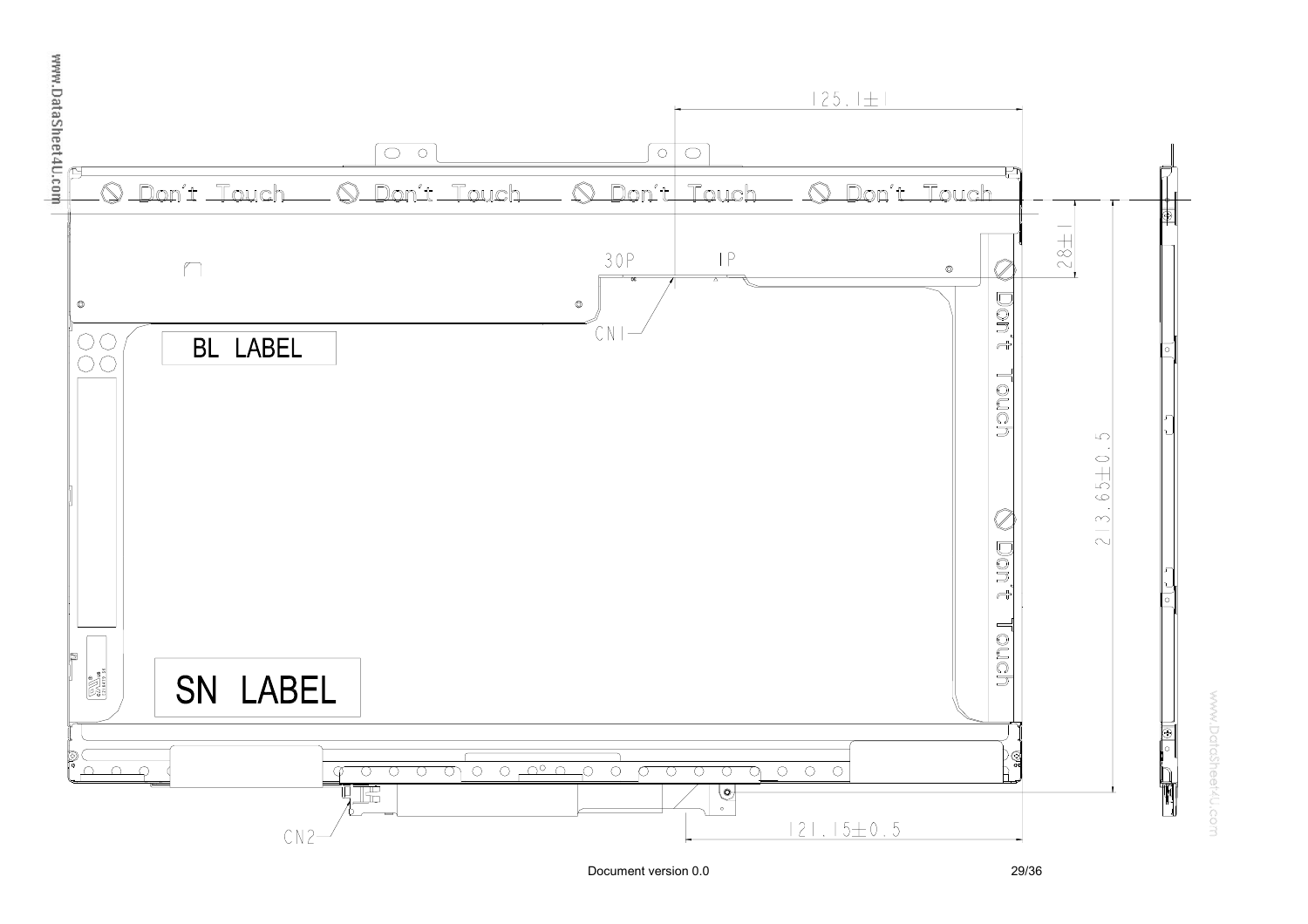125.1±1

Don't Touch Don't Touch Don't Touch Don't Touch

28±1

30P 1P

CN1

BL LABEL

Don't Touch

213.65±0.5

Don't Touch

SN LABEL

CN2

121.15±0.5

Document version 0.0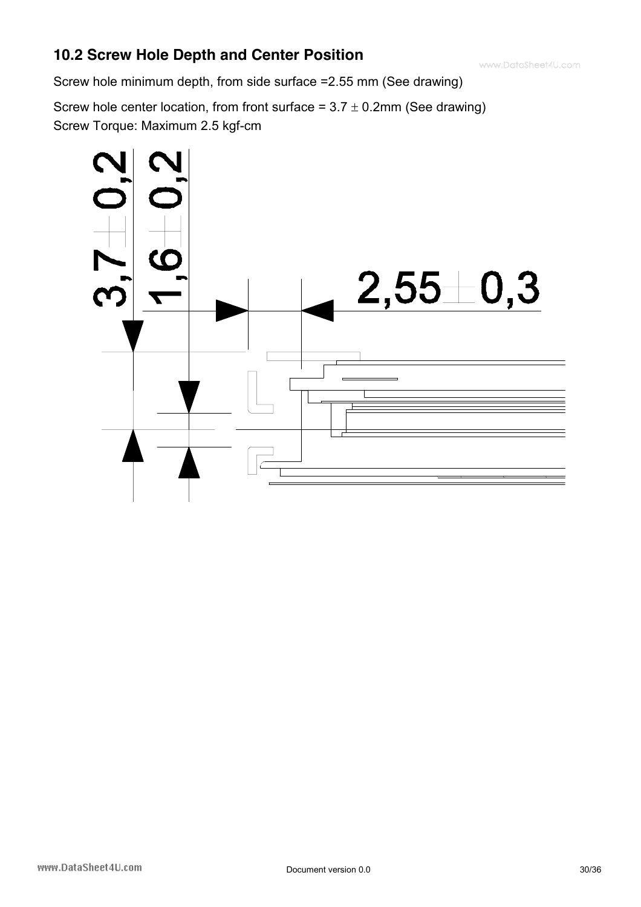## 10.2 Screw Hole Depth and Center Position

Screw hole minimum depth, from side surface =2.55 mm (See drawing)

Screw hole center location, from front surface = 3.7 ± 0.2mm (See drawing)

Screw Torque: Maximum 2.5 kgf-cm

3,7 ± 0,2

1,6 ± 0,2

2,55 ± 0,3

Document version 0.0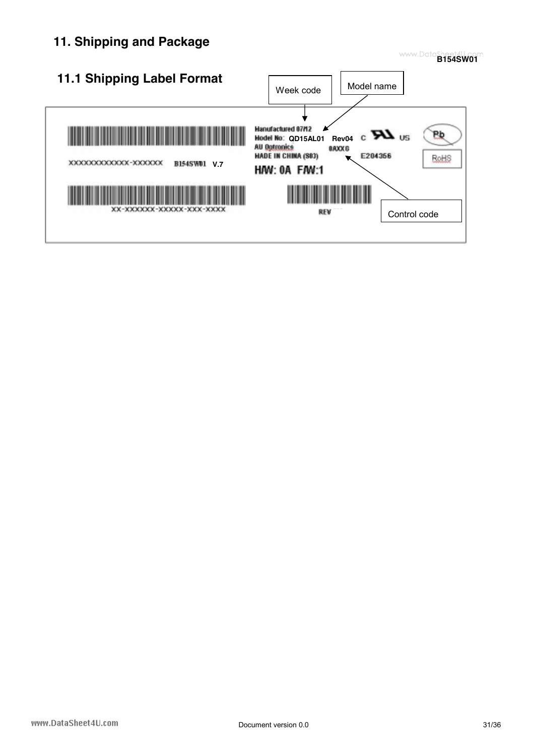# 11. Shipping and Package

## 11.1 Shipping Label Format

Week code

Model name

Manufactured 07/12
Model No: QD15AL01 Rev04
AU Optronics
MADE IN CHINA (S03)
0AXXG
E204356

XXXXXXXXXXXX-XXXXXX B154SW01 V.7

H/W: 0A F/W:1

XX-XXXXXX-XXXXX-XXX-XXXX

REV

Control code

Pb

RoHS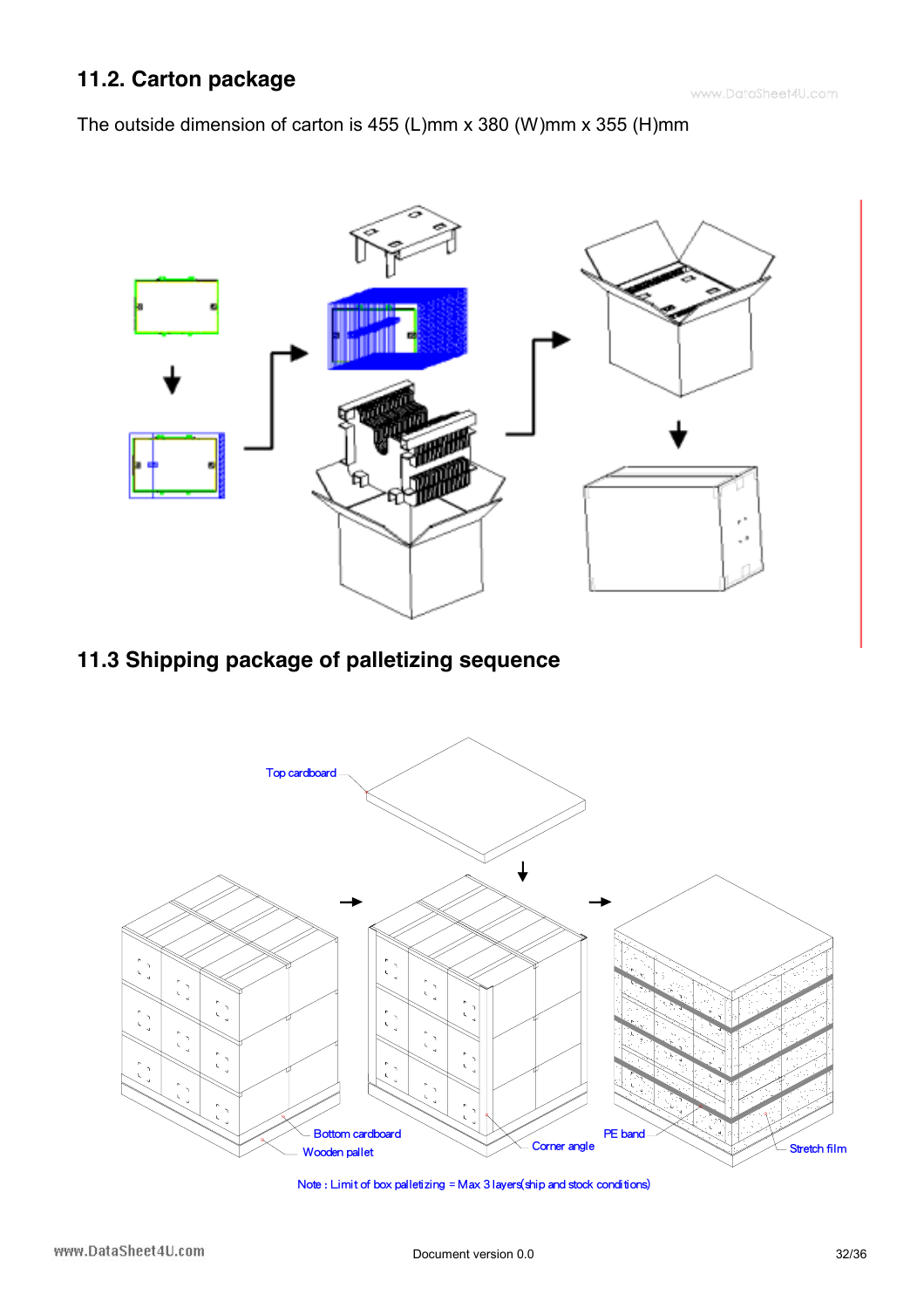## 11.2. Carton package

The outside dimension of carton is 455 (L)mm x 380 (W)mm x 355 (H)mm

## 11.3 Shipping package of palletizing sequence

Top cardboard

Bottom cardboard

Wooden pallet

Corner angle

PE band

Stretch film

Note : Limit of box palletizing = Max 3 layers(ship and stock conditions)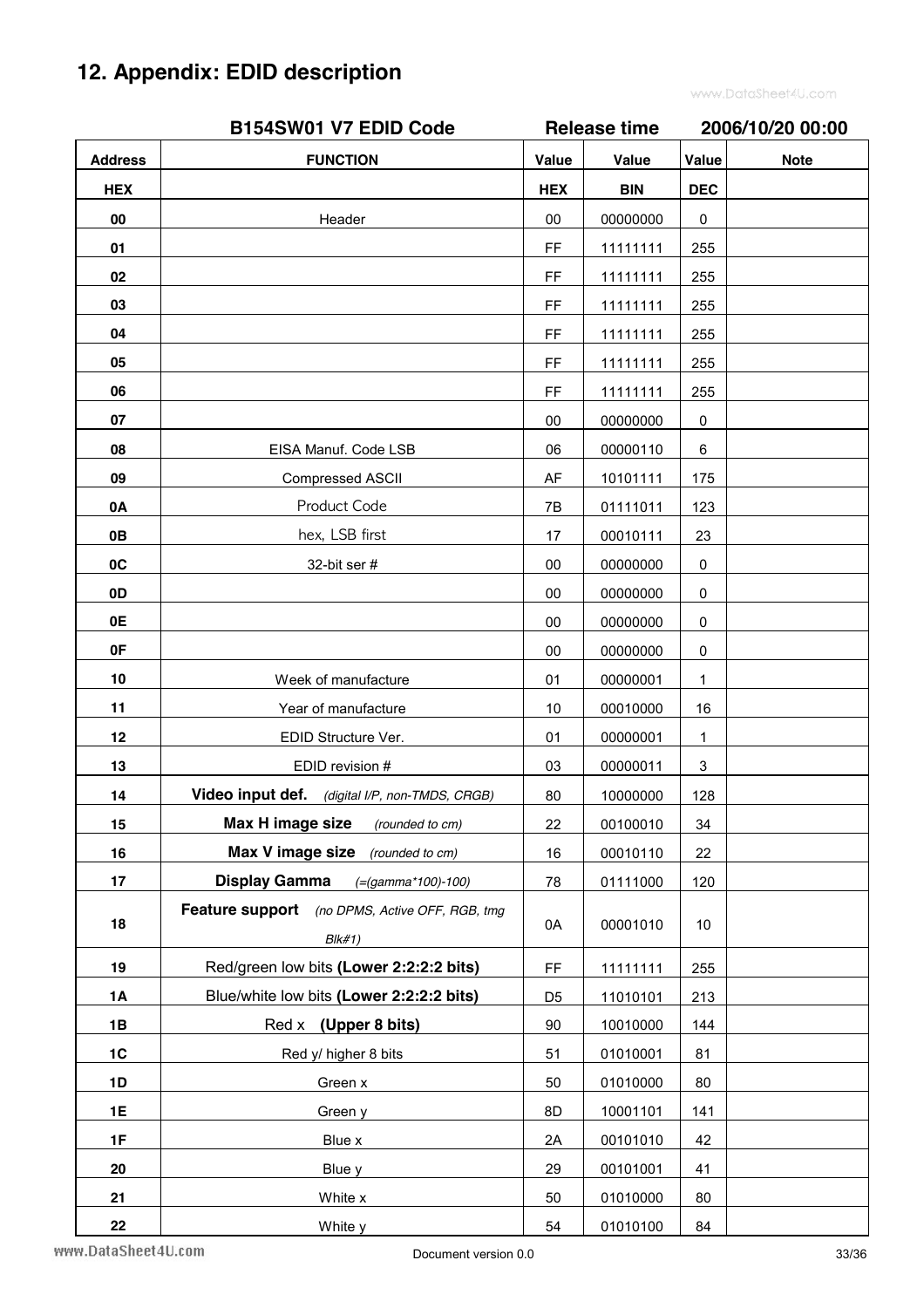## 12. Appendix: EDID description

| B154SW01 V7 EDID Code | | Release time | | 2006/10/20 00:00 | |
|---|---|---|---|---|---|
| **Address** | **FUNCTION** | **Value** | **Value** | **Value** | **Note** |
| **HEX** | | **HEX** | **BIN** | **DEC** | |
| **00** | Header | 00 | 00000000 | 0 | |
| **01** | | FF | 11111111 | 255 | |
| **02** | | FF | 11111111 | 255 | |
| **03** | | FF | 11111111 | 255 | |
| **04** | | FF | 11111111 | 255 | |
| **05** | | FF | 11111111 | 255 | |
| **06** | | FF | 11111111 | 255 | |
| **07** | | 00 | 00000000 | 0 | |
| **08** | EISA Manuf. Code LSB | 06 | 00000110 | 6 | |
| **09** | Compressed ASCII | AF | 10101111 | 175 | |
| **0A** | Product Code | 7B | 01111011 | 123 | |
| **0B** | hex, LSB first | 17 | 00010111 | 23 | |
| **0C** | 32-bit ser # | 00 | 00000000 | 0 | |
| **0D** | | 00 | 00000000 | 0 | |
| **0E** | | 00 | 00000000 | 0 | |
| **0F** | | 00 | 00000000 | 0 | |
| **10** | Week of manufacture | 01 | 00000001 | 1 | |
| **11** | Year of manufacture | 10 | 00010000 | 16 | |
| **12** | EDID Structure Ver. | 01 | 00000001 | 1 | |
| **13** | EDID revision # | 03 | 00000011 | 3 | |
| **14** | **Video input def.** *(digital I/P, non-TMDS, CRGB)* | 80 | 10000000 | 128 | |
| **15** | **Max H image size** *(rounded to cm)* | 22 | 00100010 | 34 | |
| **16** | **Max V image size** *(rounded to cm)* | 16 | 00010110 | 22 | |
| **17** | **Display Gamma** *(=(gamma*100)-100)* | 78 | 01111000 | 120 | |
| **18** | **Feature support** *(no DPMS, Active OFF, RGB, tmg Blk#1)* | 0A | 00001010 | 10 | |
| **19** | Red/green low bits **(Lower 2:2:2:2 bits)** | FF | 11111111 | 255 | |
| **1A** | Blue/white low bits **(Lower 2:2:2:2 bits)** | D5 | 11010101 | 213 | |
| **1B** | Red x **(Upper 8 bits)** | 90 | 10010000 | 144 | |
| **1C** | Red y/ higher 8 bits | 51 | 01010001 | 81 | |
| **1D** | Green x | 50 | 01010000 | 80 | |
| **1E** | Green y | 8D | 10001101 | 141 | |
| **1F** | Blue x | 2A | 00101010 | 42 | |
| **20** | Blue y | 29 | 00101001 | 41 | |
| **21** | White x | 50 | 01010000 | 80 | |
| **22** | White y | 54 | 01010100 | 84 | |

Document version 0.0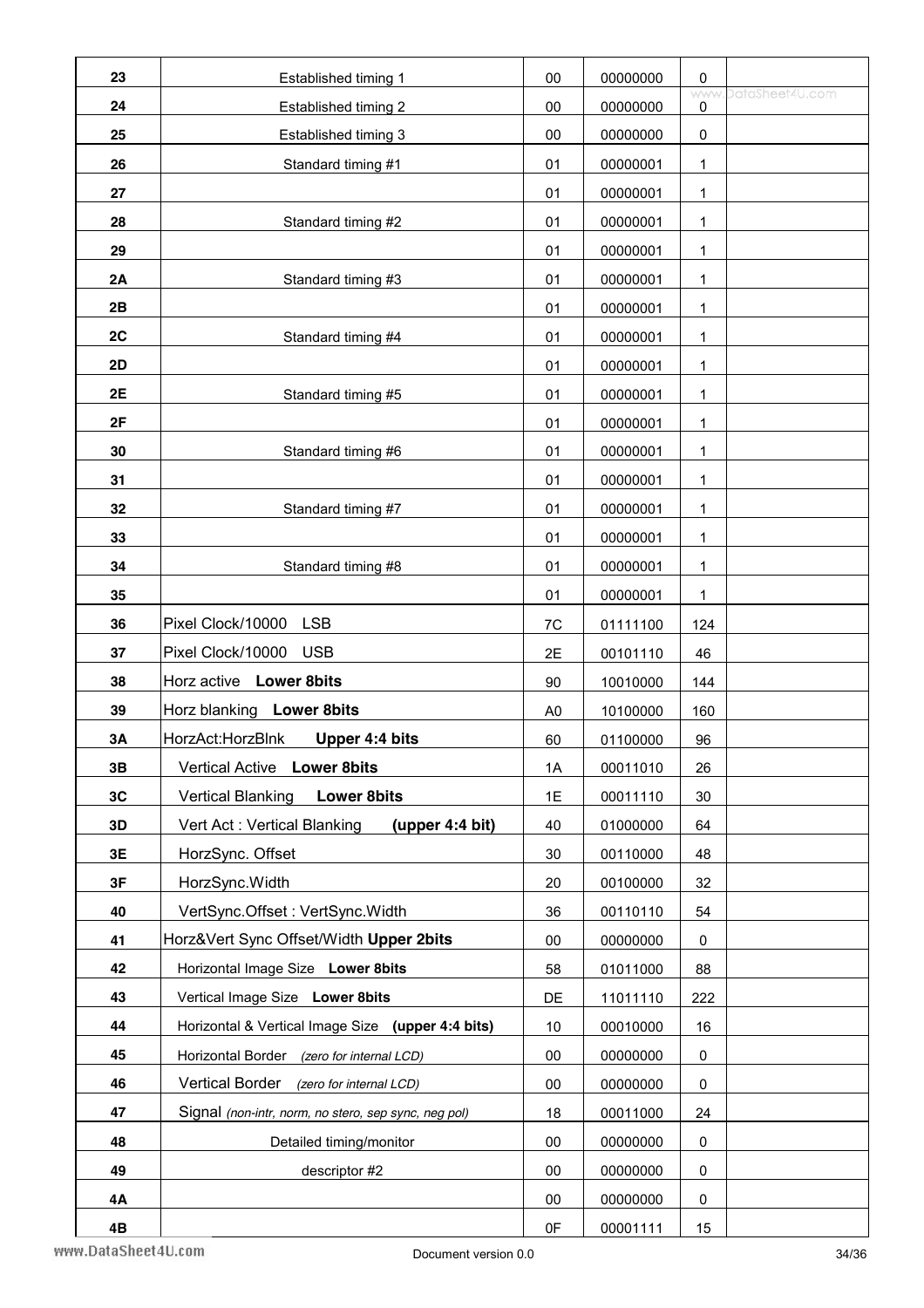| 23 | Established timing 1 | 00 | 00000000 | 0 | |
|---|---|---|---|---|---|
| 24 | Established timing 2 | 00 | 00000000 | 0 | |
| 25 | Established timing 3 | 00 | 00000000 | 0 | |
| 26 | Standard timing #1 | 01 | 00000001 | 1 | |
| 27 | | 01 | 00000001 | 1 | |
| 28 | Standard timing #2 | 01 | 00000001 | 1 | |
| 29 | | 01 | 00000001 | 1 | |
| 2A | Standard timing #3 | 01 | 00000001 | 1 | |
| 2B | | 01 | 00000001 | 1 | |
| 2C | Standard timing #4 | 01 | 00000001 | 1 | |
| 2D | | 01 | 00000001 | 1 | |
| 2E | Standard timing #5 | 01 | 00000001 | 1 | |
| 2F | | 01 | 00000001 | 1 | |
| 30 | Standard timing #6 | 01 | 00000001 | 1 | |
| 31 | | 01 | 00000001 | 1 | |
| 32 | Standard timing #7 | 01 | 00000001 | 1 | |
| 33 | | 01 | 00000001 | 1 | |
| 34 | Standard timing #8 | 01 | 00000001 | 1 | |
| 35 | | 01 | 00000001 | 1 | |
| 36 | Pixel Clock/10000 LSB | 7C | 01111100 | 124 | |
| 37 | Pixel Clock/10000 USB | 2E | 00101110 | 46 | |
| 38 | Horz active **Lower 8bits** | 90 | 10010000 | 144 | |
| 39 | Horz blanking **Lower 8bits** | A0 | 10100000 | 160 | |
| 3A | HorzAct:HorzBlnk **Upper 4:4 bits** | 60 | 01100000 | 96 | |
| 3B | Vertical Active **Lower 8bits** | 1A | 00011010 | 26 | |
| 3C | Vertical Blanking **Lower 8bits** | 1E | 00011110 | 30 | |
| 3D | Vert Act : Vertical Blanking **(upper 4:4 bit)** | 40 | 01000000 | 64 | |
| 3E | HorzSync. Offset | 30 | 00110000 | 48 | |
| 3F | HorzSync.Width | 20 | 00100000 | 32 | |
| 40 | VertSync.Offset : VertSync.Width | 36 | 00110110 | 54 | |
| 41 | Horz&Vert Sync Offset/Width **Upper 2bits** | 00 | 00000000 | 0 | |
| 42 | Horizontal Image Size **Lower 8bits** | 58 | 01011000 | 88 | |
| 43 | Vertical Image Size **Lower 8bits** | DE | 11011110 | 222 | |
| 44 | Horizontal & Vertical Image Size **(upper 4:4 bits)** | 10 | 00010000 | 16 | |
| 45 | Horizontal Border *(zero for internal LCD)* | 00 | 00000000 | 0 | |
| 46 | Vertical Border *(zero for internal LCD)* | 00 | 00000000 | 0 | |
| 47 | Signal *(non-intr, norm, no stero, sep sync, neg pol)* | 18 | 00011000 | 24 | |
| 48 | Detailed timing/monitor | 00 | 00000000 | 0 | |
| 49 | descriptor #2 | 00 | 00000000 | 0 | |
| 4A | | 00 | 00000000 | 0 | |
| 4B | | 0F | 00001111 | 15 | |

Document version 0.0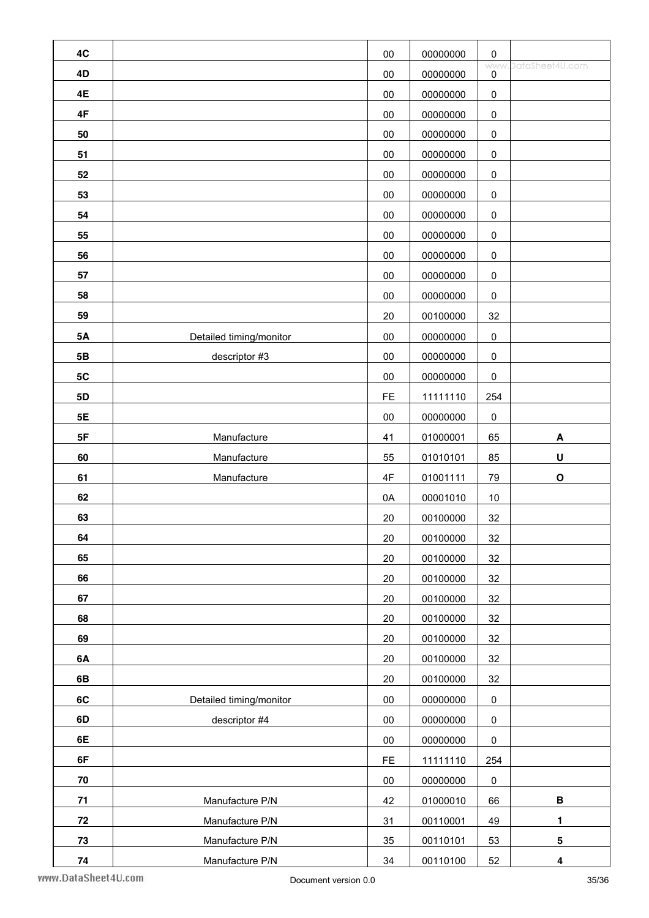| | | | | | |
|---|---|---|---|---|---|
| 4C | | 00 | 00000000 | 0 | |
| 4D | | 00 | 00000000 | 0 | |
| 4E | | 00 | 00000000 | 0 | |
| 4F | | 00 | 00000000 | 0 | |
| 50 | | 00 | 00000000 | 0 | |
| 51 | | 00 | 00000000 | 0 | |
| 52 | | 00 | 00000000 | 0 | |
| 53 | | 00 | 00000000 | 0 | |
| 54 | | 00 | 00000000 | 0 | |
| 55 | | 00 | 00000000 | 0 | |
| 56 | | 00 | 00000000 | 0 | |
| 57 | | 00 | 00000000 | 0 | |
| 58 | | 00 | 00000000 | 0 | |
| 59 | | 20 | 00100000 | 32 | |
| 5A | Detailed timing/monitor | 00 | 00000000 | 0 | |
| 5B | descriptor #3 | 00 | 00000000 | 0 | |
| 5C | | 00 | 00000000 | 0 | |
| 5D | | FE | 11111110 | 254 | |
| 5E | | 00 | 00000000 | 0 | |
| 5F | Manufacture | 41 | 01000001 | 65 | **A** |
| 60 | Manufacture | 55 | 01010101 | 85 | **U** |
| 61 | Manufacture | 4F | 01001111 | 79 | **O** |
| 62 | | 0A | 00001010 | 10 | |
| 63 | | 20 | 00100000 | 32 | |
| 64 | | 20 | 00100000 | 32 | |
| 65 | | 20 | 00100000 | 32 | |
| 66 | | 20 | 00100000 | 32 | |
| 67 | | 20 | 00100000 | 32 | |
| 68 | | 20 | 00100000 | 32 | |
| 69 | | 20 | 00100000 | 32 | |
| 6A | | 20 | 00100000 | 32 | |
| 6B | | 20 | 00100000 | 32 | |
| 6C | Detailed timing/monitor | 00 | 00000000 | 0 | |
| 6D | descriptor #4 | 00 | 00000000 | 0 | |
| 6E | | 00 | 00000000 | 0 | |
| 6F | | FE | 11111110 | 254 | |
| 70 | | 00 | 00000000 | 0 | |
| 71 | Manufacture P/N | 42 | 01000010 | 66 | **B** |
| 72 | Manufacture P/N | 31 | 00110001 | 49 | **1** |
| 73 | Manufacture P/N | 35 | 00110101 | 53 | **5** |
| 74 | Manufacture P/N | 34 | 00110100 | 52 | **4** |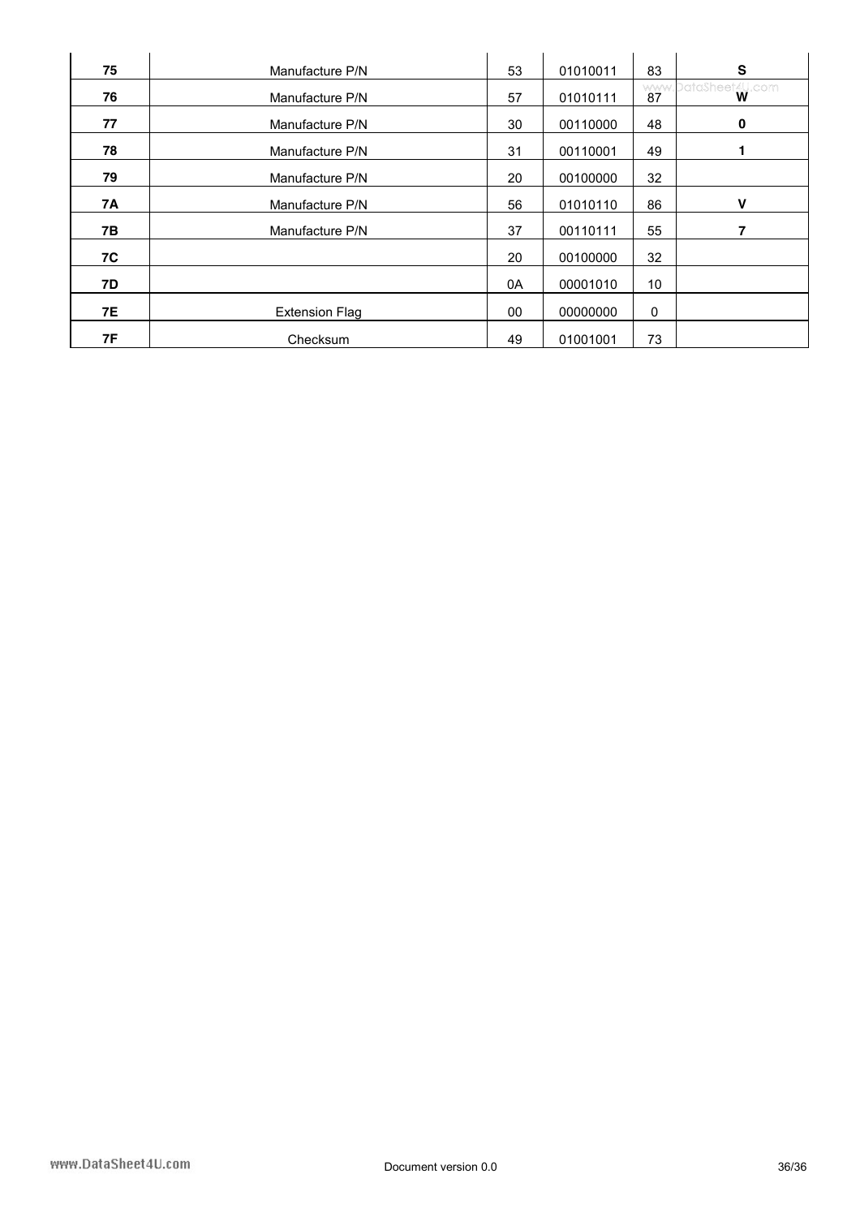| | | | | | |
|---|---|---|---|---|---|
| **75** | Manufacture P/N | 53 | 01010011 | 83 | **S** |
| **76** | Manufacture P/N | 57 | 01010111 | 87 | **W** |
| **77** | Manufacture P/N | 30 | 00110000 | 48 | **0** |
| **78** | Manufacture P/N | 31 | 00110001 | 49 | **1** |
| **79** | Manufacture P/N | 20 | 00100000 | 32 | |
| **7A** | Manufacture P/N | 56 | 01010110 | 86 | **V** |
| **7B** | Manufacture P/N | 37 | 00110111 | 55 | **7** |
| **7C** | | 20 | 00100000 | 32 | |
| **7D** | | 0A | 00001010 | 10 | |
| **7E** | Extension Flag | 00 | 00000000 | 0 | |
| **7F** | Checksum | 49 | 01001001 | 73 | |

Document version 0.0